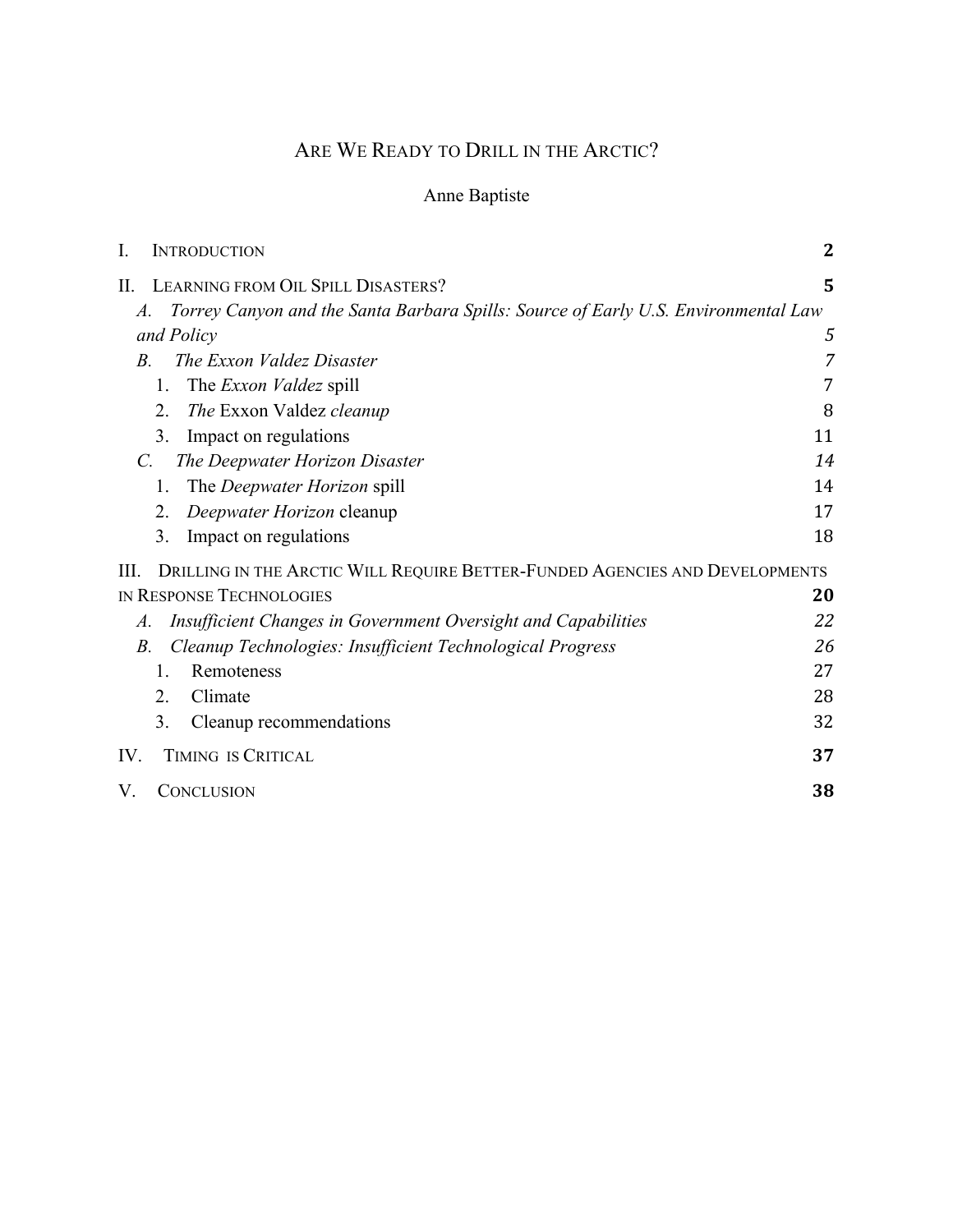# ARE WE READY TO DRILL IN THE ARCTIC?

Anne Baptiste

I. INTRODUCTION **2**

II. LEARNING FROM OIL SPILL DISASTERS? **5**

*A. Torrey Canyon and the Santa Barbara Spills: Source of Early U.S. Environmental Law and Policy* *5*

*B. The Exxon Valdez Disaster* *7*

1. The *Exxon Valdez* spill 7
2. *The* Exxon Valdez *cleanup* 8
3. Impact on regulations 11

*C. The Deepwater Horizon Disaster* *14*

1. The *Deepwater Horizon* spill 14
2. *Deepwater Horizon* cleanup 17
3. Impact on regulations 18

III. DRILLING IN THE ARCTIC WILL REQUIRE BETTER-FUNDED AGENCIES AND DEVELOPMENTS IN RESPONSE TECHNOLOGIES **20**

*A. Insufficient Changes in Government Oversight and Capabilities* *22*

*B. Cleanup Technologies: Insufficient Technological Progress* *26*

1. Remoteness 27
2. Climate 28
3. Cleanup recommendations 32

IV. TIMING IS CRITICAL **37**

V. CONCLUSION **38**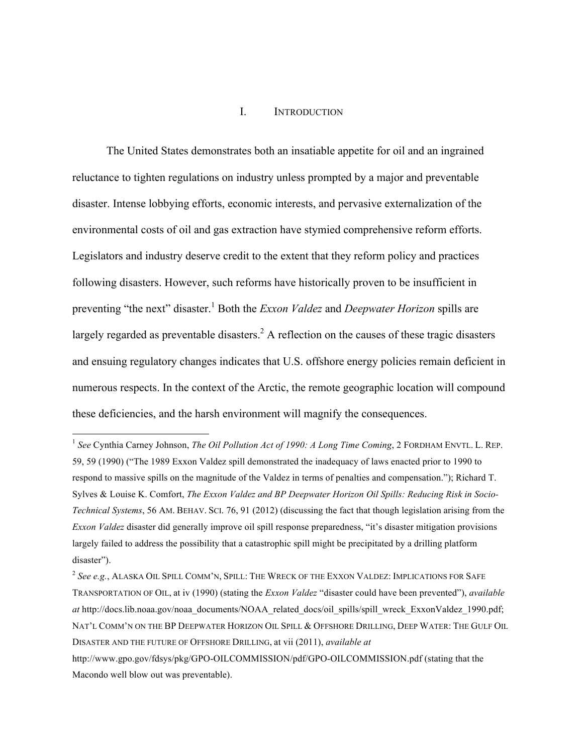# I. INTRODUCTION

The United States demonstrates both an insatiable appetite for oil and an ingrained reluctance to tighten regulations on industry unless prompted by a major and preventable disaster. Intense lobbying efforts, economic interests, and pervasive externalization of the environmental costs of oil and gas extraction have stymied comprehensive reform efforts. Legislators and industry deserve credit to the extent that they reform policy and practices following disasters. However, such reforms have historically proven to be insufficient in preventing "the next" disaster.[1] Both the *Exxon Valdez* and *Deepwater Horizon* spills are largely regarded as preventable disasters.[2] A reflection on the causes of these tragic disasters and ensuing regulatory changes indicates that U.S. offshore energy policies remain deficient in numerous respects. In the context of the Arctic, the remote geographic location will compound these deficiencies, and the harsh environment will magnify the consequences.

---

[1] *See* Cynthia Carney Johnson, *The Oil Pollution Act of 1990: A Long Time Coming*, 2 FORDHAM ENVTL. L. REP. 59, 59 (1990) ("The 1989 Exxon Valdez spill demonstrated the inadequacy of laws enacted prior to 1990 to respond to massive spills on the magnitude of the Valdez in terms of penalties and compensation."); Richard T. Sylves & Louise K. Comfort, *The Exxon Valdez and BP Deepwater Horizon Oil Spills: Reducing Risk in Socio-Technical Systems*, 56 AM. BEHAV. SCI. 76, 91 (2012) (discussing the fact that though legislation arising from the *Exxon Valdez* disaster did generally improve oil spill response preparedness, "it's disaster mitigation provisions largely failed to address the possibility that a catastrophic spill might be precipitated by a drilling platform disaster").

[2] *See e.g.*, ALASKA OIL SPILL COMM'N, SPILL: THE WRECK OF THE EXXON VALDEZ: IMPLICATIONS FOR SAFE TRANSPORTATION OF OIL, at iv (1990) (stating the *Exxon Valdez* "disaster could have been prevented"), *available at* http://docs.lib.noaa.gov/noaa_documents/NOAA_related_docs/oil_spills/spill_wreck_ExxonValdez_1990.pdf; NAT'L COMM'N ON THE BP DEEPWATER HORIZON OIL SPILL & OFFSHORE DRILLING, DEEP WATER: THE GULF OIL DISASTER AND THE FUTURE OF OFFSHORE DRILLING, at vii (2011), *available at* http://www.gpo.gov/fdsys/pkg/GPO-OILCOMMISSION/pdf/GPO-OILCOMMISSION.pdf (stating that the Macondo well blow out was preventable).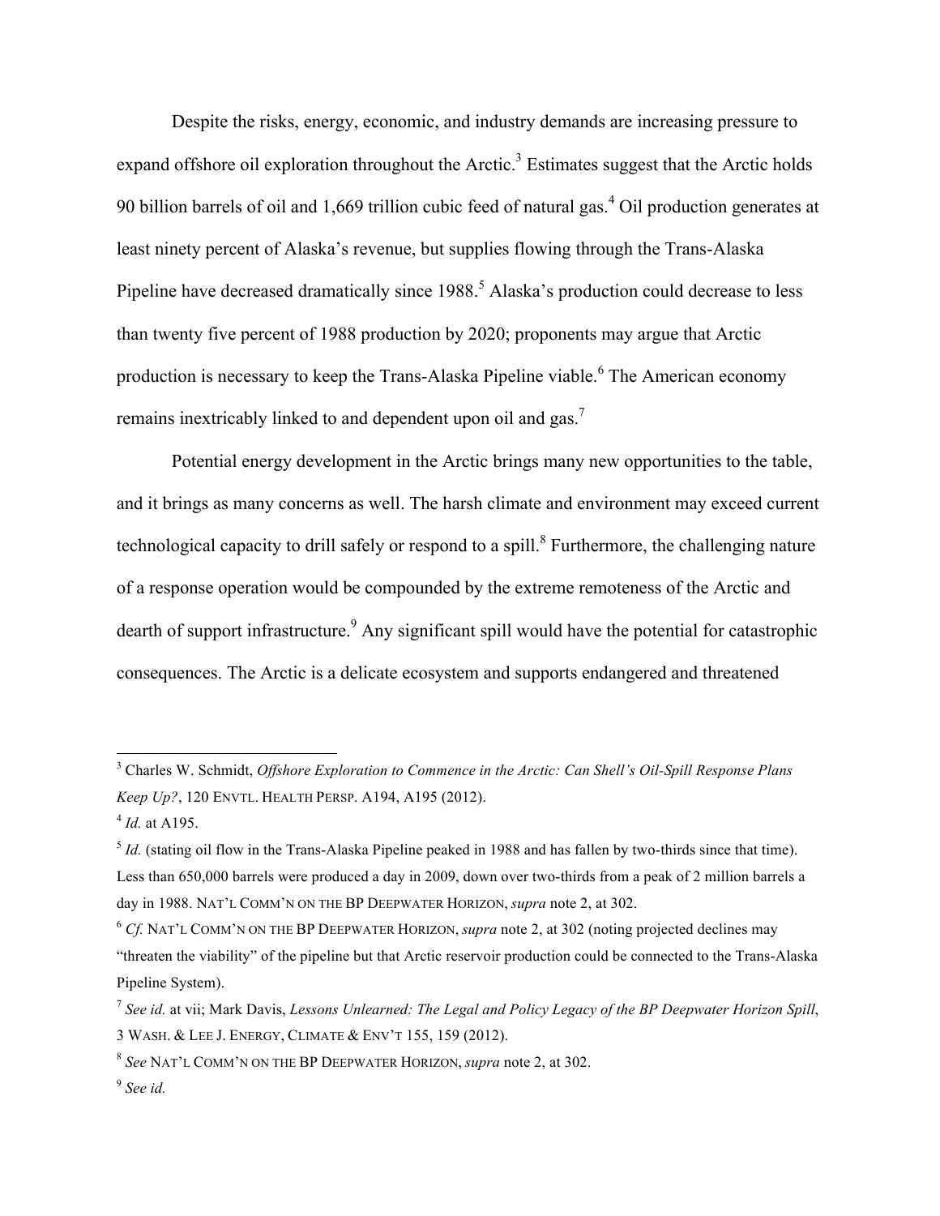Despite the risks, energy, economic, and industry demands are increasing pressure to expand offshore oil exploration throughout the Arctic.[3] Estimates suggest that the Arctic holds 90 billion barrels of oil and 1,669 trillion cubic feed of natural gas.[4] Oil production generates at least ninety percent of Alaska's revenue, but supplies flowing through the Trans-Alaska Pipeline have decreased dramatically since 1988.[5] Alaska's production could decrease to less than twenty five percent of 1988 production by 2020; proponents may argue that Arctic production is necessary to keep the Trans-Alaska Pipeline viable.[6] The American economy remains inextricably linked to and dependent upon oil and gas.[7]

Potential energy development in the Arctic brings many new opportunities to the table, and it brings as many concerns as well. The harsh climate and environment may exceed current technological capacity to drill safely or respond to a spill.[8] Furthermore, the challenging nature of a response operation would be compounded by the extreme remoteness of the Arctic and dearth of support infrastructure.[9] Any significant spill would have the potential for catastrophic consequences. The Arctic is a delicate ecosystem and supports endangered and threatened

---

[3] Charles W. Schmidt, *Offshore Exploration to Commence in the Arctic: Can Shell's Oil-Spill Response Plans Keep Up?*, 120 ENVTL. HEALTH PERSP. A194, A195 (2012).

[4] *Id.* at A195.

[5] *Id.* (stating oil flow in the Trans-Alaska Pipeline peaked in 1988 and has fallen by two-thirds since that time). Less than 650,000 barrels were produced a day in 2009, down over two-thirds from a peak of 2 million barrels a day in 1988. NAT'L COMM'N ON THE BP DEEPWATER HORIZON, *supra* note 2, at 302.

[6] *Cf.* NAT'L COMM'N ON THE BP DEEPWATER HORIZON, *supra* note 2, at 302 (noting projected declines may "threaten the viability" of the pipeline but that Arctic reservoir production could be connected to the Trans-Alaska Pipeline System).

[7] *See id.* at vii; Mark Davis, *Lessons Unlearned: The Legal and Policy Legacy of the BP Deepwater Horizon Spill*, 3 WASH. & LEE J. ENERGY, CLIMATE & ENV'T 155, 159 (2012).

[8] *See* NAT'L COMM'N ON THE BP DEEPWATER HORIZON, *supra* note 2, at 302.

[9] *See id.*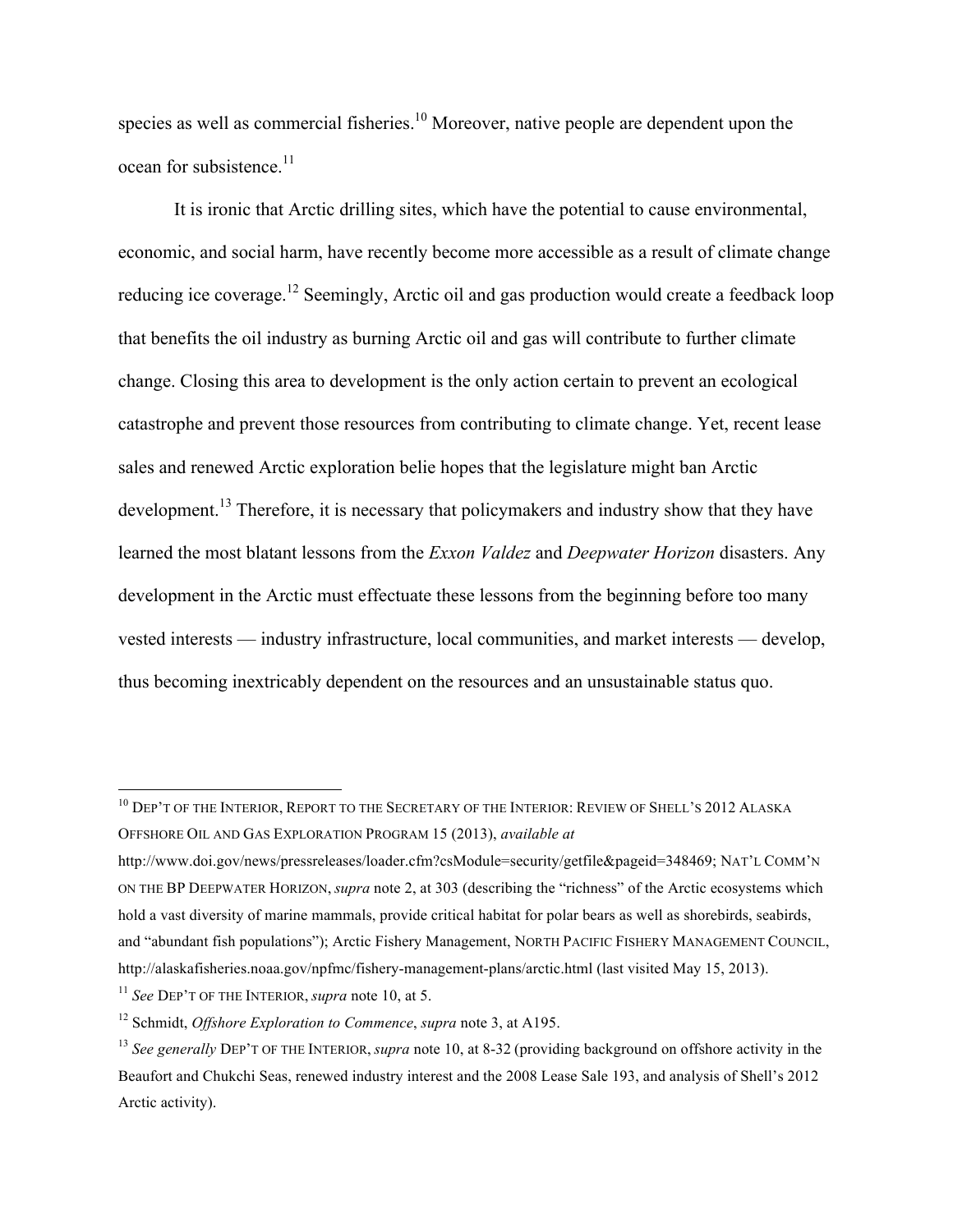species as well as commercial fisheries.[10] Moreover, native people are dependent upon the ocean for subsistence.[11]

It is ironic that Arctic drilling sites, which have the potential to cause environmental, economic, and social harm, have recently become more accessible as a result of climate change reducing ice coverage.[12] Seemingly, Arctic oil and gas production would create a feedback loop that benefits the oil industry as burning Arctic oil and gas will contribute to further climate change. Closing this area to development is the only action certain to prevent an ecological catastrophe and prevent those resources from contributing to climate change. Yet, recent lease sales and renewed Arctic exploration belie hopes that the legislature might ban Arctic development.[13] Therefore, it is necessary that policymakers and industry show that they have learned the most blatant lessons from the *Exxon Valdez* and *Deepwater Horizon* disasters. Any development in the Arctic must effectuate these lessons from the beginning before too many vested interests — industry infrastructure, local communities, and market interests — develop, thus becoming inextricably dependent on the resources and an unsustainable status quo.

---

[10] DEP'T OF THE INTERIOR, REPORT TO THE SECRETARY OF THE INTERIOR: REVIEW OF SHELL'S 2012 ALASKA OFFSHORE OIL AND GAS EXPLORATION PROGRAM 15 (2013), *available at* http://www.doi.gov/news/pressreleases/loader.cfm?csModule=security/getfile&pageid=348469; NAT'L COMM'N ON THE BP DEEPWATER HORIZON, *supra* note 2, at 303 (describing the "richness" of the Arctic ecosystems which hold a vast diversity of marine mammals, provide critical habitat for polar bears as well as shorebirds, seabirds, and "abundant fish populations"); Arctic Fishery Management, NORTH PACIFIC FISHERY MANAGEMENT COUNCIL, http://alaskafisheries.noaa.gov/npfmc/fishery-management-plans/arctic.html (last visited May 15, 2013).

[11] *See* DEP'T OF THE INTERIOR, *supra* note 10, at 5.

[12] Schmidt, *Offshore Exploration to Commence*, *supra* note 3, at A195.

[13] *See generally* DEP'T OF THE INTERIOR, *supra* note 10, at 8-32 (providing background on offshore activity in the Beaufort and Chukchi Seas, renewed industry interest and the 2008 Lease Sale 193, and analysis of Shell's 2012 Arctic activity).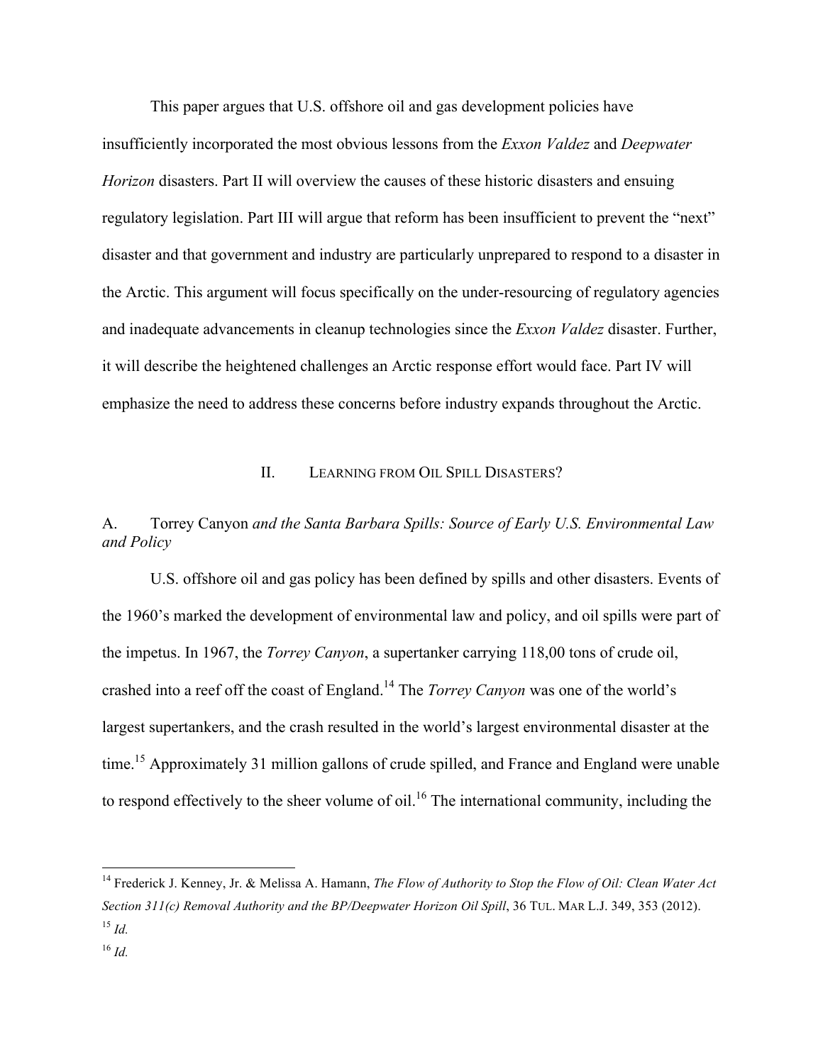This paper argues that U.S. offshore oil and gas development policies have insufficiently incorporated the most obvious lessons from the *Exxon Valdez* and *Deepwater Horizon* disasters. Part II will overview the causes of these historic disasters and ensuing regulatory legislation. Part III will argue that reform has been insufficient to prevent the "next" disaster and that government and industry are particularly unprepared to respond to a disaster in the Arctic. This argument will focus specifically on the under-resourcing of regulatory agencies and inadequate advancements in cleanup technologies since the *Exxon Valdez* disaster. Further, it will describe the heightened challenges an Arctic response effort would face. Part IV will emphasize the need to address these concerns before industry expands throughout the Arctic.

## II. LEARNING FROM OIL SPILL DISASTERS?

### A. Torrey Canyon *and the Santa Barbara Spills: Source of Early U.S. Environmental Law and Policy*

U.S. offshore oil and gas policy has been defined by spills and other disasters. Events of the 1960's marked the development of environmental law and policy, and oil spills were part of the impetus. In 1967, the *Torrey Canyon*, a supertanker carrying 118,00 tons of crude oil, crashed into a reef off the coast of England.[14] The *Torrey Canyon* was one of the world's largest supertankers, and the crash resulted in the world's largest environmental disaster at the time.[15] Approximately 31 million gallons of crude spilled, and France and England were unable to respond effectively to the sheer volume of oil.[16] The international community, including the

---

[14] Frederick J. Kenney, Jr. & Melissa A. Hamann, *The Flow of Authority to Stop the Flow of Oil: Clean Water Act Section 311(c) Removal Authority and the BP/Deepwater Horizon Oil Spill*, 36 TUL. MAR L.J. 349, 353 (2012).

[15] *Id.*

[16] *Id.*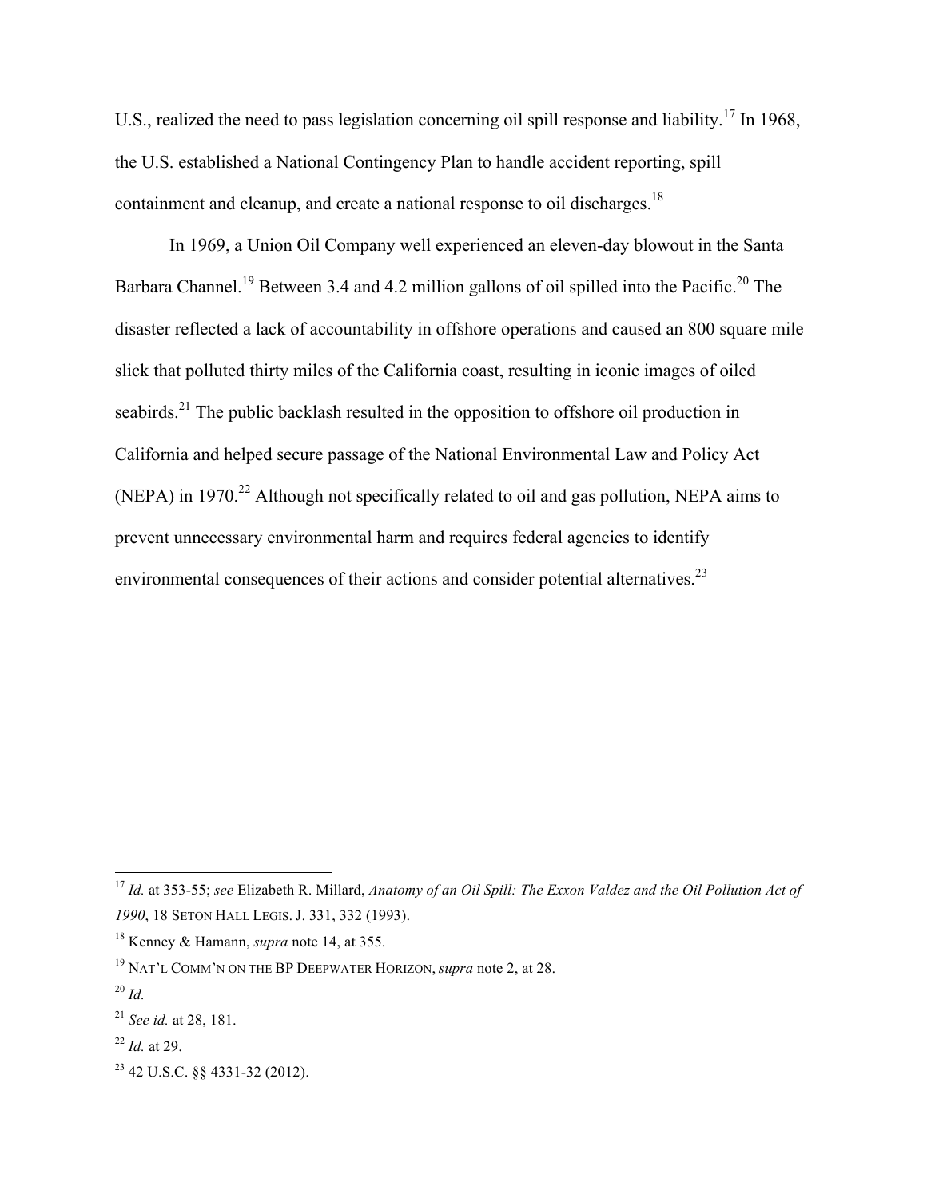U.S., realized the need to pass legislation concerning oil spill response and liability.[17] In 1968, the U.S. established a National Contingency Plan to handle accident reporting, spill containment and cleanup, and create a national response to oil discharges.[18]

In 1969, a Union Oil Company well experienced an eleven-day blowout in the Santa Barbara Channel.[19] Between 3.4 and 4.2 million gallons of oil spilled into the Pacific.[20] The disaster reflected a lack of accountability in offshore operations and caused an 800 square mile slick that polluted thirty miles of the California coast, resulting in iconic images of oiled seabirds.[21] The public backlash resulted in the opposition to offshore oil production in California and helped secure passage of the National Environmental Law and Policy Act (NEPA) in 1970.[22] Although not specifically related to oil and gas pollution, NEPA aims to prevent unnecessary environmental harm and requires federal agencies to identify environmental consequences of their actions and consider potential alternatives.[23]

---

[17] *Id.* at 353-55; *see* Elizabeth R. Millard, *Anatomy of an Oil Spill: The Exxon Valdez and the Oil Pollution Act of 1990*, 18 SETON HALL LEGIS. J. 331, 332 (1993).

[18] Kenney & Hamann, *supra* note 14, at 355.

[19] NAT'L COMM'N ON THE BP DEEPWATER HORIZON, *supra* note 2, at 28.

[20] *Id.*

[21] *See id.* at 28, 181.

[22] *Id.* at 29.

[23] 42 U.S.C. §§ 4331-32 (2012).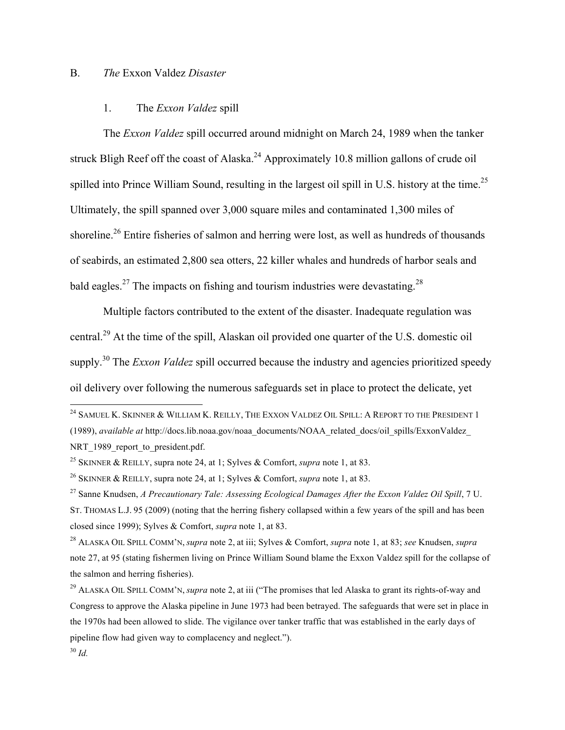### B. *The* Exxon Valdez *Disaster*

#### 1. The *Exxon Valdez* spill

The *Exxon Valdez* spill occurred around midnight on March 24, 1989 when the tanker struck Bligh Reef off the coast of Alaska.[24] Approximately 10.8 million gallons of crude oil spilled into Prince William Sound, resulting in the largest oil spill in U.S. history at the time.[25] Ultimately, the spill spanned over 3,000 square miles and contaminated 1,300 miles of shoreline.[26] Entire fisheries of salmon and herring were lost, as well as hundreds of thousands of seabirds, an estimated 2,800 sea otters, 22 killer whales and hundreds of harbor seals and bald eagles.[27] The impacts on fishing and tourism industries were devastating.[28]

Multiple factors contributed to the extent of the disaster. Inadequate regulation was central.[29] At the time of the spill, Alaskan oil provided one quarter of the U.S. domestic oil supply.[30] The *Exxon Valdez* spill occurred because the industry and agencies prioritized speedy oil delivery over following the numerous safeguards set in place to protect the delicate, yet

---

[24] SAMUEL K. SKINNER & WILLIAM K. REILLY, THE EXXON VALDEZ OIL SPILL: A REPORT TO THE PRESIDENT 1 (1989), *available at* http://docs.lib.noaa.gov/noaa_documents/NOAA_related_docs/oil_spills/ExxonValdez_NRT_1989_report_to_president.pdf.

[25] SKINNER & REILLY, supra note 24, at 1; Sylves & Comfort, *supra* note 1, at 83.

[26] SKINNER & REILLY, supra note 24, at 1; Sylves & Comfort, *supra* note 1, at 83.

[27] Sanne Knudsen, *A Precautionary Tale: Assessing Ecological Damages After the Exxon Valdez Oil Spill*, 7 U. ST. THOMAS L.J. 95 (2009) (noting that the herring fishery collapsed within a few years of the spill and has been closed since 1999); Sylves & Comfort, *supra* note 1, at 83.

[28] ALASKA OIL SPILL COMM'N, *supra* note 2, at iii; Sylves & Comfort, *supra* note 1, at 83; *see* Knudsen, *supra* note 27, at 95 (stating fishermen living on Prince William Sound blame the Exxon Valdez spill for the collapse of the salmon and herring fisheries).

[29] ALASKA OIL SPILL COMM'N, *supra* note 2, at iii ("The promises that led Alaska to grant its rights-of-way and Congress to approve the Alaska pipeline in June 1973 had been betrayed. The safeguards that were set in place in the 1970s had been allowed to slide. The vigilance over tanker traffic that was established in the early days of pipeline flow had given way to complacency and neglect.").

[30] *Id.*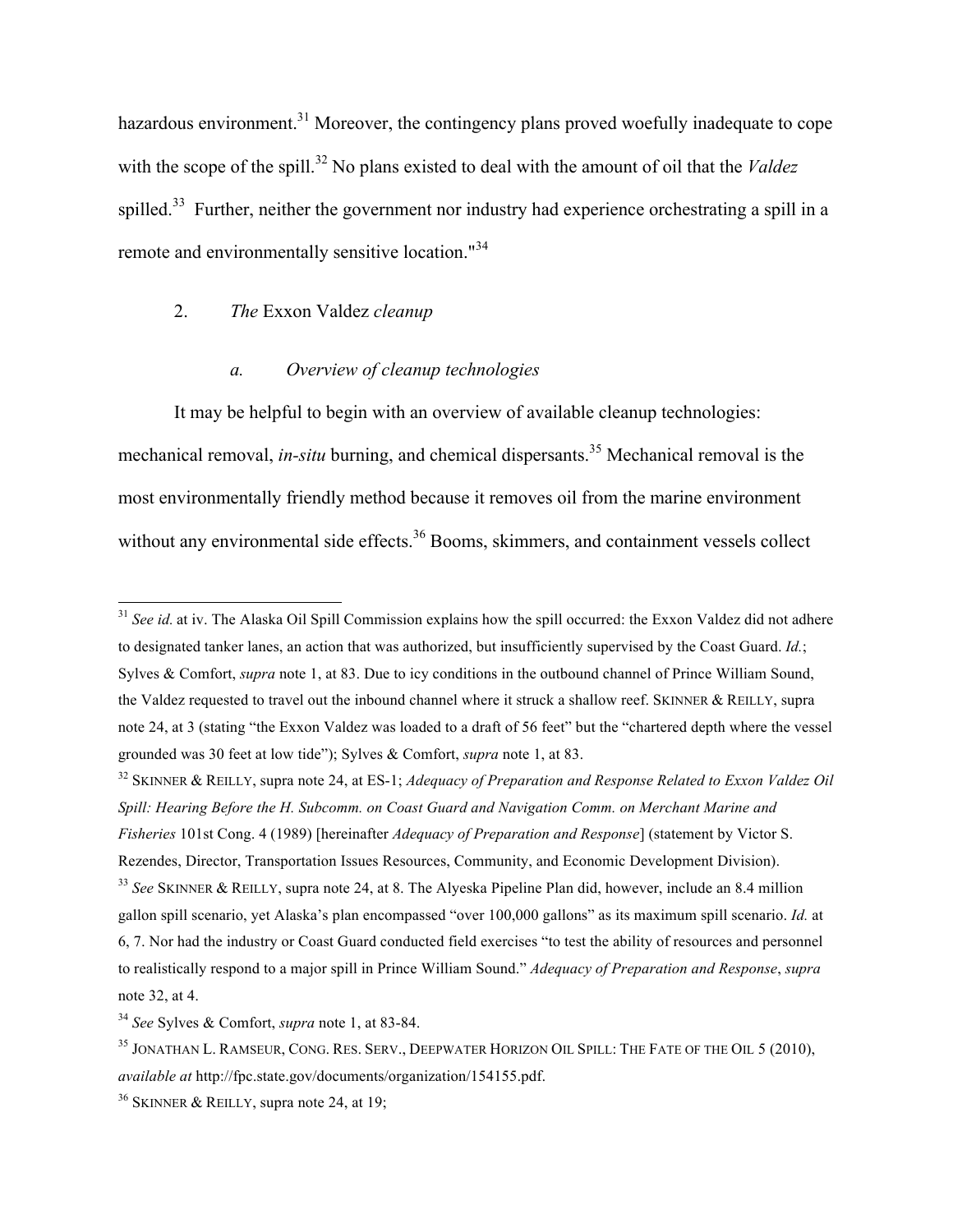hazardous environment.[31] Moreover, the contingency plans proved woefully inadequate to cope with the scope of the spill.[32] No plans existed to deal with the amount of oil that the *Valdez* spilled.[33] Further, neither the government nor industry had experience orchestrating a spill in a remote and environmentally sensitive location."[34]

### 2. *The* Exxon Valdez *cleanup*

#### *a. Overview of cleanup technologies*

It may be helpful to begin with an overview of available cleanup technologies: mechanical removal, *in-situ* burning, and chemical dispersants.[35] Mechanical removal is the most environmentally friendly method because it removes oil from the marine environment without any environmental side effects.[36] Booms, skimmers, and containment vessels collect

---

[31] *See id.* at iv. The Alaska Oil Spill Commission explains how the spill occurred: the Exxon Valdez did not adhere to designated tanker lanes, an action that was authorized, but insufficiently supervised by the Coast Guard. *Id.*; Sylves & Comfort, *supra* note 1, at 83. Due to icy conditions in the outbound channel of Prince William Sound, the Valdez requested to travel out the inbound channel where it struck a shallow reef. SKINNER & REILLY, supra note 24, at 3 (stating "the Exxon Valdez was loaded to a draft of 56 feet" but the "chartered depth where the vessel grounded was 30 feet at low tide"); Sylves & Comfort, *supra* note 1, at 83.

[32] SKINNER & REILLY, supra note 24, at ES-1; *Adequacy of Preparation and Response Related to Exxon Valdez Oil Spill: Hearing Before the H. Subcomm. on Coast Guard and Navigation Comm. on Merchant Marine and Fisheries* 101st Cong. 4 (1989) [hereinafter *Adequacy of Preparation and Response*] (statement by Victor S. Rezendes, Director, Transportation Issues Resources, Community, and Economic Development Division).

[33] *See* SKINNER & REILLY, supra note 24, at 8. The Alyeska Pipeline Plan did, however, include an 8.4 million gallon spill scenario, yet Alaska's plan encompassed "over 100,000 gallons" as its maximum spill scenario. *Id.* at 6, 7. Nor had the industry or Coast Guard conducted field exercises "to test the ability of resources and personnel to realistically respond to a major spill in Prince William Sound." *Adequacy of Preparation and Response*, *supra* note 32, at 4.

[34] *See* Sylves & Comfort, *supra* note 1, at 83-84.

[35] JONATHAN L. RAMSEUR, CONG. RES. SERV., DEEPWATER HORIZON OIL SPILL: THE FATE OF THE OIL 5 (2010), *available at* http://fpc.state.gov/documents/organization/154155.pdf.

[36] SKINNER & REILLY, supra note 24, at 19;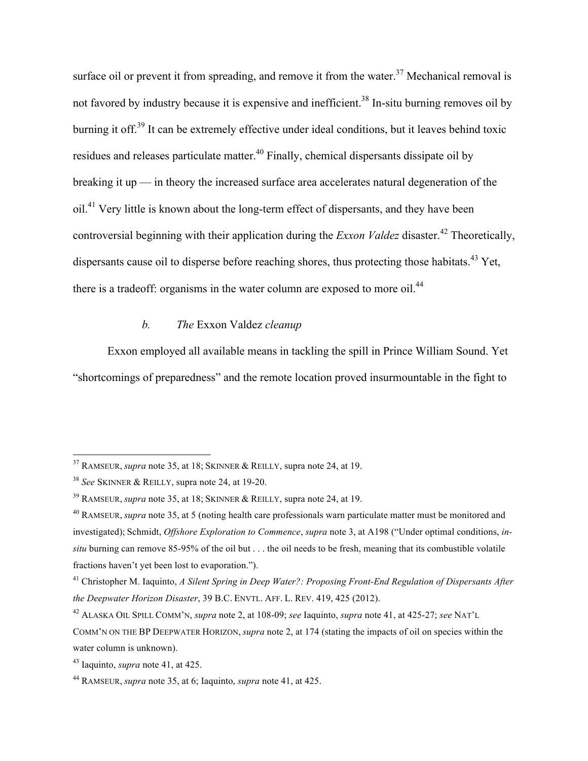surface oil or prevent it from spreading, and remove it from the water.[37] Mechanical removal is not favored by industry because it is expensive and inefficient.[38] In-situ burning removes oil by burning it off.[39] It can be extremely effective under ideal conditions, but it leaves behind toxic residues and releases particulate matter.[40] Finally, chemical dispersants dissipate oil by breaking it up — in theory the increased surface area accelerates natural degeneration of the oil.[41] Very little is known about the long-term effect of dispersants, and they have been controversial beginning with their application during the *Exxon Valdez* disaster.[42] Theoretically, dispersants cause oil to disperse before reaching shores, thus protecting those habitats.[43] Yet, there is a tradeoff: organisms in the water column are exposed to more oil.[44]

### *b. The* Exxon Valdez *cleanup*

Exxon employed all available means in tackling the spill in Prince William Sound. Yet "shortcomings of preparedness" and the remote location proved insurmountable in the fight to

---

[37] RAMSEUR, *supra* note 35, at 18; SKINNER & REILLY, supra note 24, at 19.

[38] *See* SKINNER & REILLY, supra note 24, at 19-20.

[39] RAMSEUR, *supra* note 35, at 18; SKINNER & REILLY, supra note 24, at 19.

[40] RAMSEUR, *supra* note 35, at 5 (noting health care professionals warn particulate matter must be monitored and investigated); Schmidt, *Offshore Exploration to Commence*, *supra* note 3, at A198 ("Under optimal conditions, *in-situ* burning can remove 85-95% of the oil but . . . the oil needs to be fresh, meaning that its combustible volatile fractions haven't yet been lost to evaporation.").

[41] Christopher M. Iaquinto, *A Silent Spring in Deep Water?: Proposing Front-End Regulation of Dispersants After the Deepwater Horizon Disaster*, 39 B.C. ENVTL. AFF. L. REV. 419, 425 (2012).

[42] ALASKA OIL SPILL COMM'N, *supra* note 2, at 108-09; *see* Iaquinto, *supra* note 41, at 425-27; *see* NAT'L COMM'N ON THE BP DEEPWATER HORIZON, *supra* note 2, at 174 (stating the impacts of oil on species within the water column is unknown).

[43] Iaquinto, *supra* note 41, at 425.

[44] RAMSEUR, *supra* note 35, at 6; Iaquinto, *supra* note 41, at 425.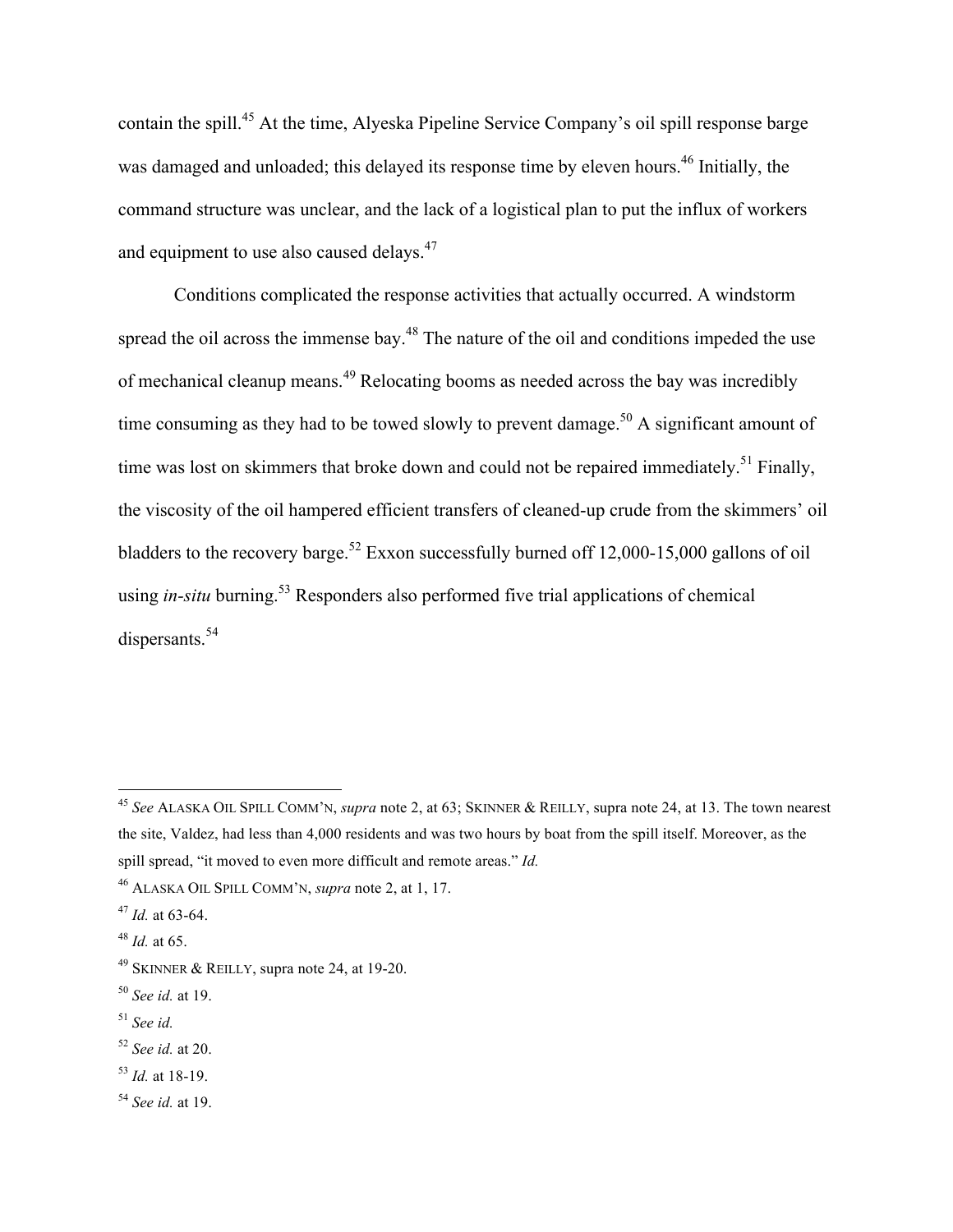contain the spill.[45] At the time, Alyeska Pipeline Service Company's oil spill response barge was damaged and unloaded; this delayed its response time by eleven hours.[46] Initially, the command structure was unclear, and the lack of a logistical plan to put the influx of workers and equipment to use also caused delays.[47]

Conditions complicated the response activities that actually occurred. A windstorm spread the oil across the immense bay.[48] The nature of the oil and conditions impeded the use of mechanical cleanup means.[49] Relocating booms as needed across the bay was incredibly time consuming as they had to be towed slowly to prevent damage.[50] A significant amount of time was lost on skimmers that broke down and could not be repaired immediately.[51] Finally, the viscosity of the oil hampered efficient transfers of cleaned-up crude from the skimmers' oil bladders to the recovery barge.[52] Exxon successfully burned off 12,000-15,000 gallons of oil using *in-situ* burning.[53] Responders also performed five trial applications of chemical dispersants.[54]

---

[45] *See* ALASKA OIL SPILL COMM'N, *supra* note 2, at 63; SKINNER & REILLY, supra note 24, at 13. The town nearest the site, Valdez, had less than 4,000 residents and was two hours by boat from the spill itself. Moreover, as the spill spread, "it moved to even more difficult and remote areas." *Id.*

[46] ALASKA OIL SPILL COMM'N, *supra* note 2, at 1, 17.

[47] *Id.* at 63-64.

[48] *Id.* at 65.

[49] SKINNER & REILLY, supra note 24, at 19-20.

[50] *See id.* at 19.

[51] *See id.*

[52] *See id.* at 20.

[53] *Id.* at 18-19.

[54] *See id.* at 19.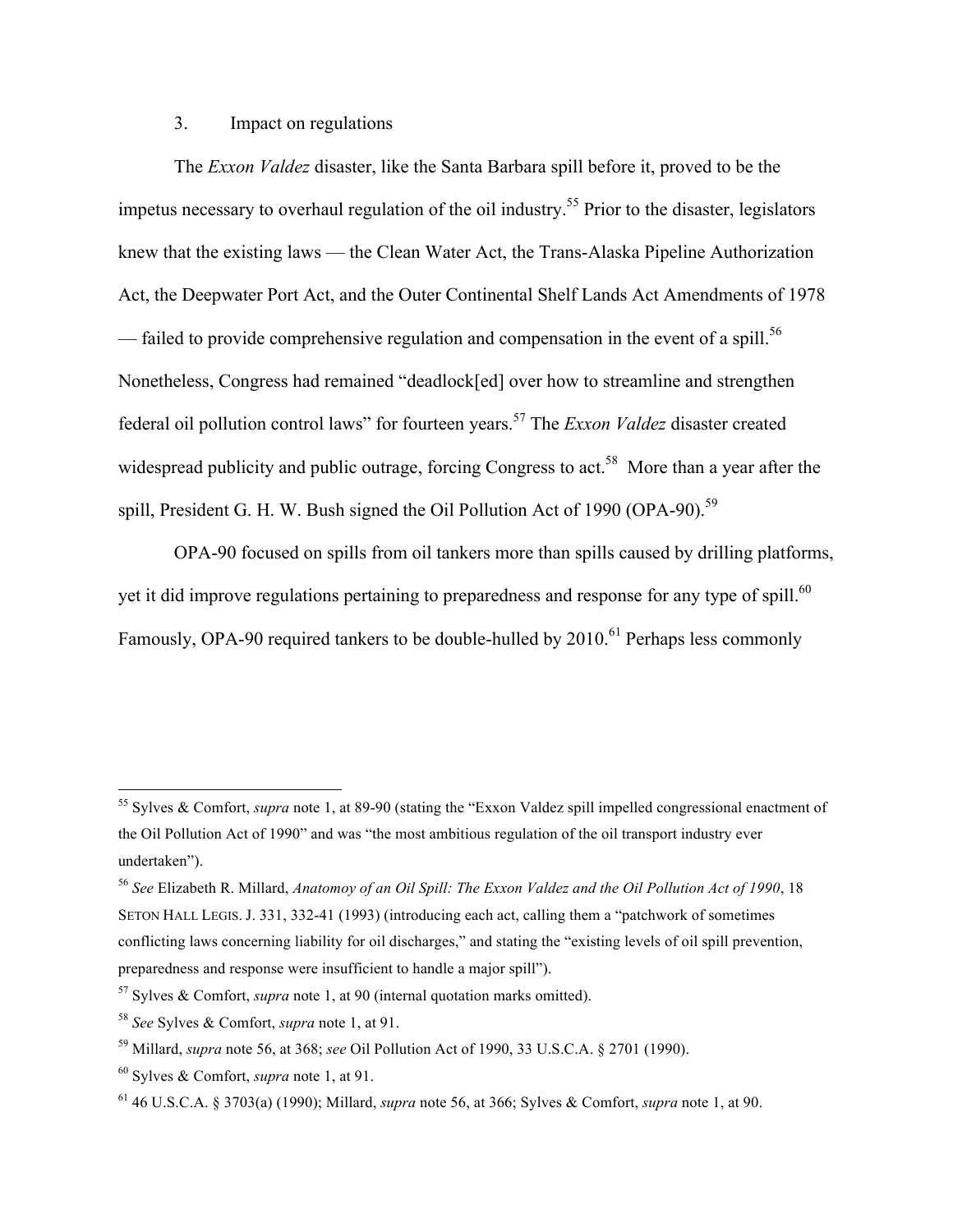### 3. Impact on regulations

The *Exxon Valdez* disaster, like the Santa Barbara spill before it, proved to be the impetus necessary to overhaul regulation of the oil industry.[55] Prior to the disaster, legislators knew that the existing laws — the Clean Water Act, the Trans-Alaska Pipeline Authorization Act, the Deepwater Port Act, and the Outer Continental Shelf Lands Act Amendments of 1978 — failed to provide comprehensive regulation and compensation in the event of a spill.[56] Nonetheless, Congress had remained "deadlock[ed] over how to streamline and strengthen federal oil pollution control laws" for fourteen years.[57] The *Exxon Valdez* disaster created widespread publicity and public outrage, forcing Congress to act.[58] More than a year after the spill, President G. H. W. Bush signed the Oil Pollution Act of 1990 (OPA-90).[59]

OPA-90 focused on spills from oil tankers more than spills caused by drilling platforms, yet it did improve regulations pertaining to preparedness and response for any type of spill.[60] Famously, OPA-90 required tankers to be double-hulled by 2010.[61] Perhaps less commonly

---

[55] Sylves & Comfort, *supra* note 1, at 89-90 (stating the "Exxon Valdez spill impelled congressional enactment of the Oil Pollution Act of 1990" and was "the most ambitious regulation of the oil transport industry ever undertaken").

[56] *See* Elizabeth R. Millard, *Anatomoy of an Oil Spill: The Exxon Valdez and the Oil Pollution Act of 1990*, 18 SETON HALL LEGIS. J. 331, 332-41 (1993) (introducing each act, calling them a "patchwork of sometimes conflicting laws concerning liability for oil discharges," and stating the "existing levels of oil spill prevention, preparedness and response were insufficient to handle a major spill").

[57] Sylves & Comfort, *supra* note 1, at 90 (internal quotation marks omitted).

[58] *See* Sylves & Comfort, *supra* note 1, at 91.

[59] Millard, *supra* note 56, at 368; *see* Oil Pollution Act of 1990, 33 U.S.C.A. § 2701 (1990).

[60] Sylves & Comfort, *supra* note 1, at 91.

[61] 46 U.S.C.A. § 3703(a) (1990); Millard, *supra* note 56, at 366; Sylves & Comfort, *supra* note 1, at 90.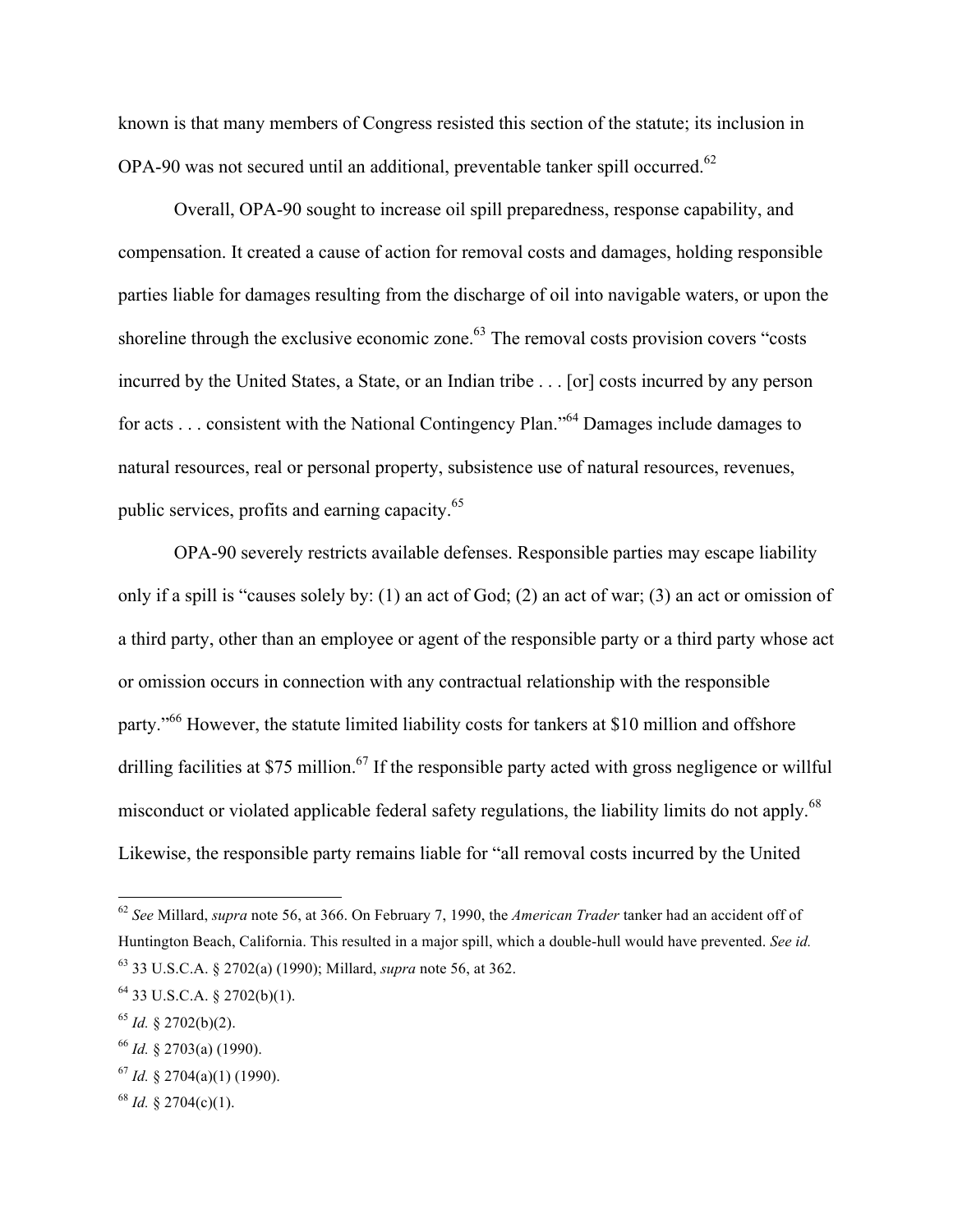known is that many members of Congress resisted this section of the statute; its inclusion in OPA-90 was not secured until an additional, preventable tanker spill occurred.[62]

Overall, OPA-90 sought to increase oil spill preparedness, response capability, and compensation. It created a cause of action for removal costs and damages, holding responsible parties liable for damages resulting from the discharge of oil into navigable waters, or upon the shoreline through the exclusive economic zone.[63] The removal costs provision covers "costs incurred by the United States, a State, or an Indian tribe . . . [or] costs incurred by any person for acts . . . consistent with the National Contingency Plan."[64] Damages include damages to natural resources, real or personal property, subsistence use of natural resources, revenues, public services, profits and earning capacity.[65]

OPA-90 severely restricts available defenses. Responsible parties may escape liability only if a spill is "causes solely by: (1) an act of God; (2) an act of war; (3) an act or omission of a third party, other than an employee or agent of the responsible party or a third party whose act or omission occurs in connection with any contractual relationship with the responsible party."[66] However, the statute limited liability costs for tankers at $10 million and offshore drilling facilities at $75 million.[67] If the responsible party acted with gross negligence or willful misconduct or violated applicable federal safety regulations, the liability limits do not apply.[68] Likewise, the responsible party remains liable for "all removal costs incurred by the United

---

[62] *See* Millard, *supra* note 56, at 366. On February 7, 1990, the *American Trader* tanker had an accident off of Huntington Beach, California. This resulted in a major spill, which a double-hull would have prevented. *See id.*

[63] 33 U.S.C.A. § 2702(a) (1990); Millard, *supra* note 56, at 362.

[64] 33 U.S.C.A. § 2702(b)(1).

[65] *Id.* § 2702(b)(2).

[66] *Id.* § 2703(a) (1990).

[67] *Id.* § 2704(a)(1) (1990).

[68] *Id.* § 2704(c)(1).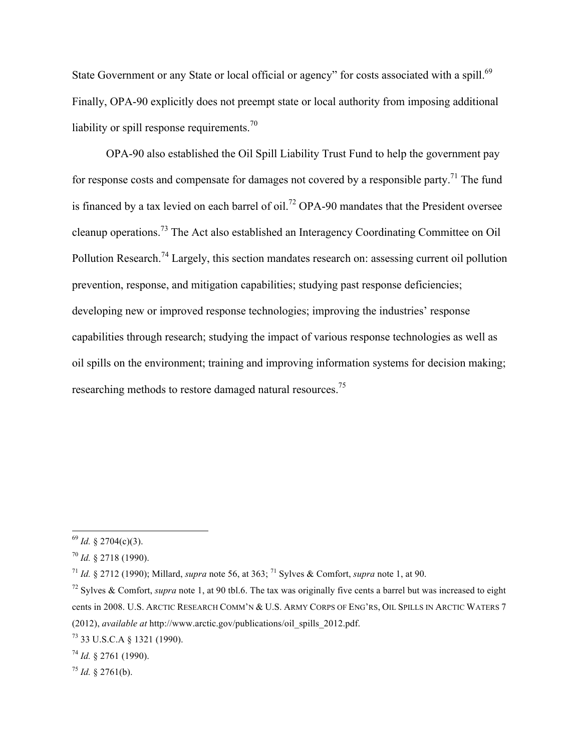State Government or any State or local official or agency" for costs associated with a spill.[69] Finally, OPA-90 explicitly does not preempt state or local authority from imposing additional liability or spill response requirements.[70]

OPA-90 also established the Oil Spill Liability Trust Fund to help the government pay for response costs and compensate for damages not covered by a responsible party.[71] The fund is financed by a tax levied on each barrel of oil.[72] OPA-90 mandates that the President oversee cleanup operations.[73] The Act also established an Interagency Coordinating Committee on Oil Pollution Research.[74] Largely, this section mandates research on: assessing current oil pollution prevention, response, and mitigation capabilities; studying past response deficiencies; developing new or improved response technologies; improving the industries' response capabilities through research; studying the impact of various response technologies as well as oil spills on the environment; training and improving information systems for decision making; researching methods to restore damaged natural resources.[75]

---

[69] *Id.* § 2704(c)(3).

[70] *Id.* § 2718 (1990).

[71] *Id.* § 2712 (1990); Millard, *supra* note 56, at 363; [71] Sylves & Comfort, *supra* note 1, at 90.

[72] Sylves & Comfort, *supra* note 1, at 90 tbl.6. The tax was originally five cents a barrel but was increased to eight cents in 2008. U.S. ARCTIC RESEARCH COMM'N & U.S. ARMY CORPS OF ENG'RS, OIL SPILLS IN ARCTIC WATERS 7 (2012), *available at* http://www.arctic.gov/publications/oil_spills_2012.pdf.

[73] 33 U.S.C.A § 1321 (1990).

[74] *Id.* § 2761 (1990).

[75] *Id.* § 2761(b).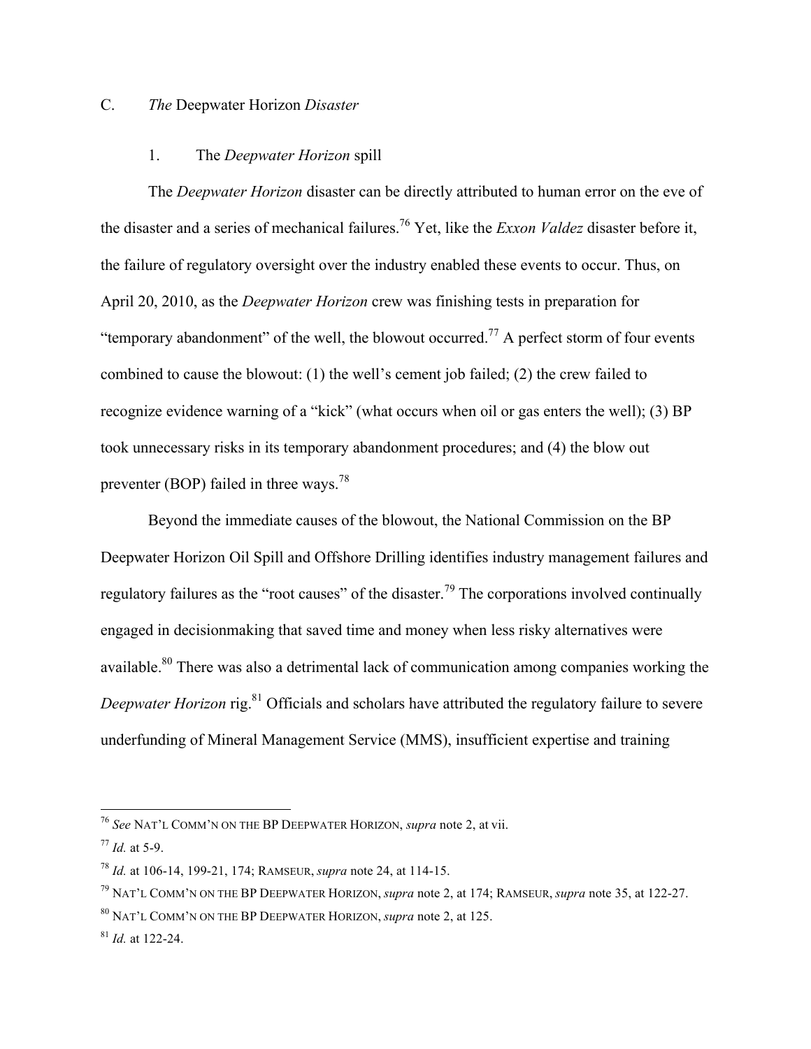### C. *The* Deepwater Horizon *Disaster*

#### 1. The *Deepwater Horizon* spill

The *Deepwater Horizon* disaster can be directly attributed to human error on the eve of the disaster and a series of mechanical failures.[76] Yet, like the *Exxon Valdez* disaster before it, the failure of regulatory oversight over the industry enabled these events to occur. Thus, on April 20, 2010, as the *Deepwater Horizon* crew was finishing tests in preparation for "temporary abandonment" of the well, the blowout occurred.[77] A perfect storm of four events combined to cause the blowout: (1) the well's cement job failed; (2) the crew failed to recognize evidence warning of a "kick" (what occurs when oil or gas enters the well); (3) BP took unnecessary risks in its temporary abandonment procedures; and (4) the blow out preventer (BOP) failed in three ways.[78]

Beyond the immediate causes of the blowout, the National Commission on the BP Deepwater Horizon Oil Spill and Offshore Drilling identifies industry management failures and regulatory failures as the "root causes" of the disaster.[79] The corporations involved continually engaged in decisionmaking that saved time and money when less risky alternatives were available.[80] There was also a detrimental lack of communication among companies working the *Deepwater Horizon* rig.[81] Officials and scholars have attributed the regulatory failure to severe underfunding of Mineral Management Service (MMS), insufficient expertise and training

---

[76] *See* NAT'L COMM'N ON THE BP DEEPWATER HORIZON, *supra* note 2, at vii.

[77] *Id.* at 5-9.

[78] *Id.* at 106-14, 199-21, 174; RAMSEUR, *supra* note 24, at 114-15.

[79] NAT'L COMM'N ON THE BP DEEPWATER HORIZON, *supra* note 2, at 174; RAMSEUR, *supra* note 35, at 122-27.

[80] NAT'L COMM'N ON THE BP DEEPWATER HORIZON, *supra* note 2, at 125.

[81] *Id.* at 122-24.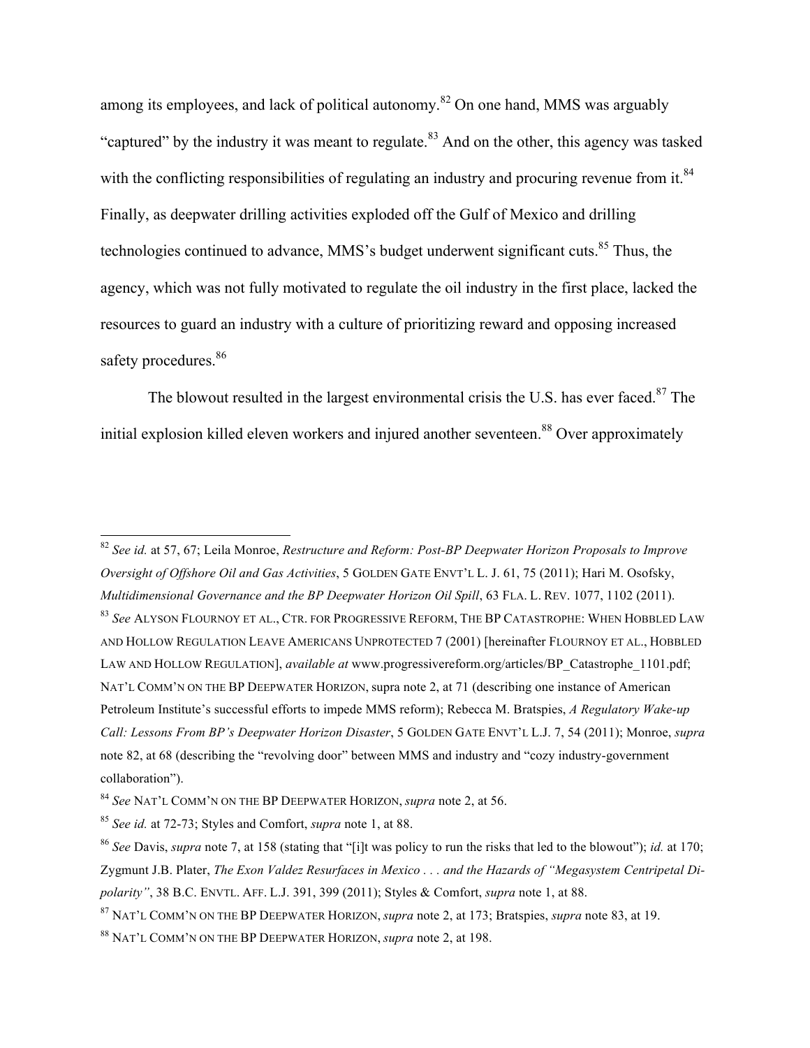among its employees, and lack of political autonomy.[82] On one hand, MMS was arguably "captured" by the industry it was meant to regulate.[83] And on the other, this agency was tasked with the conflicting responsibilities of regulating an industry and procuring revenue from it.[84] Finally, as deepwater drilling activities exploded off the Gulf of Mexico and drilling technologies continued to advance, MMS's budget underwent significant cuts.[85] Thus, the agency, which was not fully motivated to regulate the oil industry in the first place, lacked the resources to guard an industry with a culture of prioritizing reward and opposing increased safety procedures.[86]

The blowout resulted in the largest environmental crisis the U.S. has ever faced.[87] The initial explosion killed eleven workers and injured another seventeen.[88] Over approximately

---

[82] *See id.* at 57, 67; Leila Monroe, *Restructure and Reform: Post-BP Deepwater Horizon Proposals to Improve Oversight of Offshore Oil and Gas Activities*, 5 GOLDEN GATE ENVT'L L. J. 61, 75 (2011); Hari M. Osofsky, *Multidimensional Governance and the BP Deepwater Horizon Oil Spill*, 63 FLA. L. REV. 1077, 1102 (2011).

[83] *See* ALYSON FLOURNOY ET AL., CTR. FOR PROGRESSIVE REFORM, THE BP CATASTROPHE: WHEN HOBBLED LAW AND HOLLOW REGULATION LEAVE AMERICANS UNPROTECTED 7 (2001) [hereinafter FLOURNOY ET AL., HOBBLED LAW AND HOLLOW REGULATION], *available at* www.progressivereform.org/articles/BP_Catastrophe_1101.pdf; NAT'L COMM'N ON THE BP DEEPWATER HORIZON, supra note 2, at 71 (describing one instance of American Petroleum Institute's successful efforts to impede MMS reform); Rebecca M. Bratspies, *A Regulatory Wake-up Call: Lessons From BP's Deepwater Horizon Disaster*, 5 GOLDEN GATE ENVT'L L.J. 7, 54 (2011); Monroe, *supra* note 82, at 68 (describing the "revolving door" between MMS and industry and "cozy industry-government collaboration").

[84] *See* NAT'L COMM'N ON THE BP DEEPWATER HORIZON, *supra* note 2, at 56.

[85] *See id.* at 72-73; Styles and Comfort, *supra* note 1, at 88.

[86] *See* Davis, *supra* note 7, at 158 (stating that "[i]t was policy to run the risks that led to the blowout"); *id.* at 170; Zygmunt J.B. Plater, *The Exon Valdez Resurfaces in Mexico . . . and the Hazards of "Megasystem Centripetal Di-polarity"*, 38 B.C. ENVTL. AFF. L.J. 391, 399 (2011); Styles & Comfort, *supra* note 1, at 88.

[87] NAT'L COMM'N ON THE BP DEEPWATER HORIZON, *supra* note 2, at 173; Bratspies, *supra* note 83, at 19.

[88] NAT'L COMM'N ON THE BP DEEPWATER HORIZON, *supra* note 2, at 198.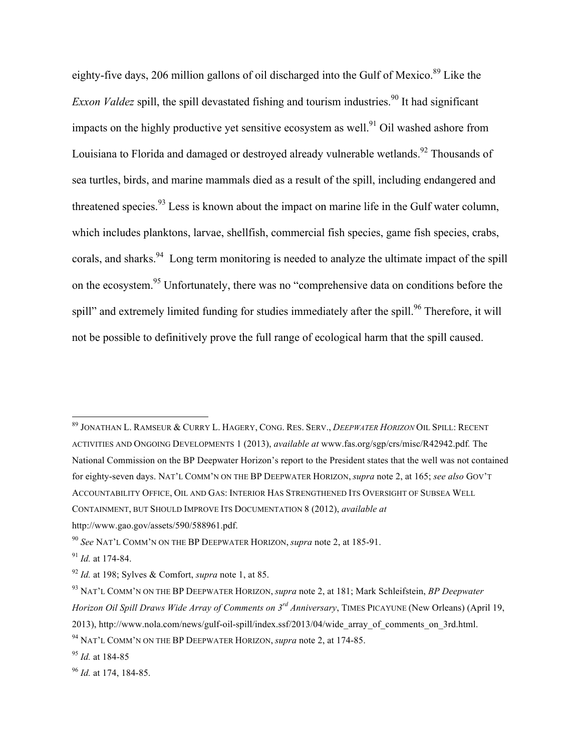eighty-five days, 206 million gallons of oil discharged into the Gulf of Mexico.[89] Like the *Exxon Valdez* spill, the spill devastated fishing and tourism industries.[90] It had significant impacts on the highly productive yet sensitive ecosystem as well.[91] Oil washed ashore from Louisiana to Florida and damaged or destroyed already vulnerable wetlands.[92] Thousands of sea turtles, birds, and marine mammals died as a result of the spill, including endangered and threatened species.[93] Less is known about the impact on marine life in the Gulf water column, which includes planktons, larvae, shellfish, commercial fish species, game fish species, crabs, corals, and sharks.[94] Long term monitoring is needed to analyze the ultimate impact of the spill on the ecosystem.[95] Unfortunately, there was no "comprehensive data on conditions before the spill" and extremely limited funding for studies immediately after the spill.[96] Therefore, it will not be possible to definitively prove the full range of ecological harm that the spill caused.

---

[89] JONATHAN L. RAMSEUR & CURRY L. HAGERY, CONG. RES. SERV., *DEEPWATER HORIZON* OIL SPILL: RECENT ACTIVITIES AND ONGOING DEVELOPMENTS 1 (2013), *available at* www.fas.org/sgp/crs/misc/R42942.pdf. The National Commission on the BP Deepwater Horizon's report to the President states that the well was not contained for eighty-seven days. NAT'L COMM'N ON THE BP DEEPWATER HORIZON, *supra* note 2, at 165; *see also* GOV'T ACCOUNTABILITY OFFICE, OIL AND GAS: INTERIOR HAS STRENGTHENED ITS OVERSIGHT OF SUBSEA WELL CONTAINMENT, BUT SHOULD IMPROVE ITS DOCUMENTATION 8 (2012), *available at* http://www.gao.gov/assets/590/588961.pdf.

[90] *See* NAT'L COMM'N ON THE BP DEEPWATER HORIZON, *supra* note 2, at 185-91.

[91] *Id.* at 174-84.

[92] *Id.* at 198; Sylves & Comfort, *supra* note 1, at 85.

[93] NAT'L COMM'N ON THE BP DEEPWATER HORIZON, *supra* note 2, at 181; Mark Schleifstein, *BP Deepwater Horizon Oil Spill Draws Wide Array of Comments on 3rd Anniversary*, TIMES PICAYUNE (New Orleans) (April 19, 2013), http://www.nola.com/news/gulf-oil-spill/index.ssf/2013/04/wide_array_of_comments_on_3rd.html.

[94] NAT'L COMM'N ON THE BP DEEPWATER HORIZON, *supra* note 2, at 174-85.

[95] *Id.* at 184-85

[96] *Id.* at 174, 184-85.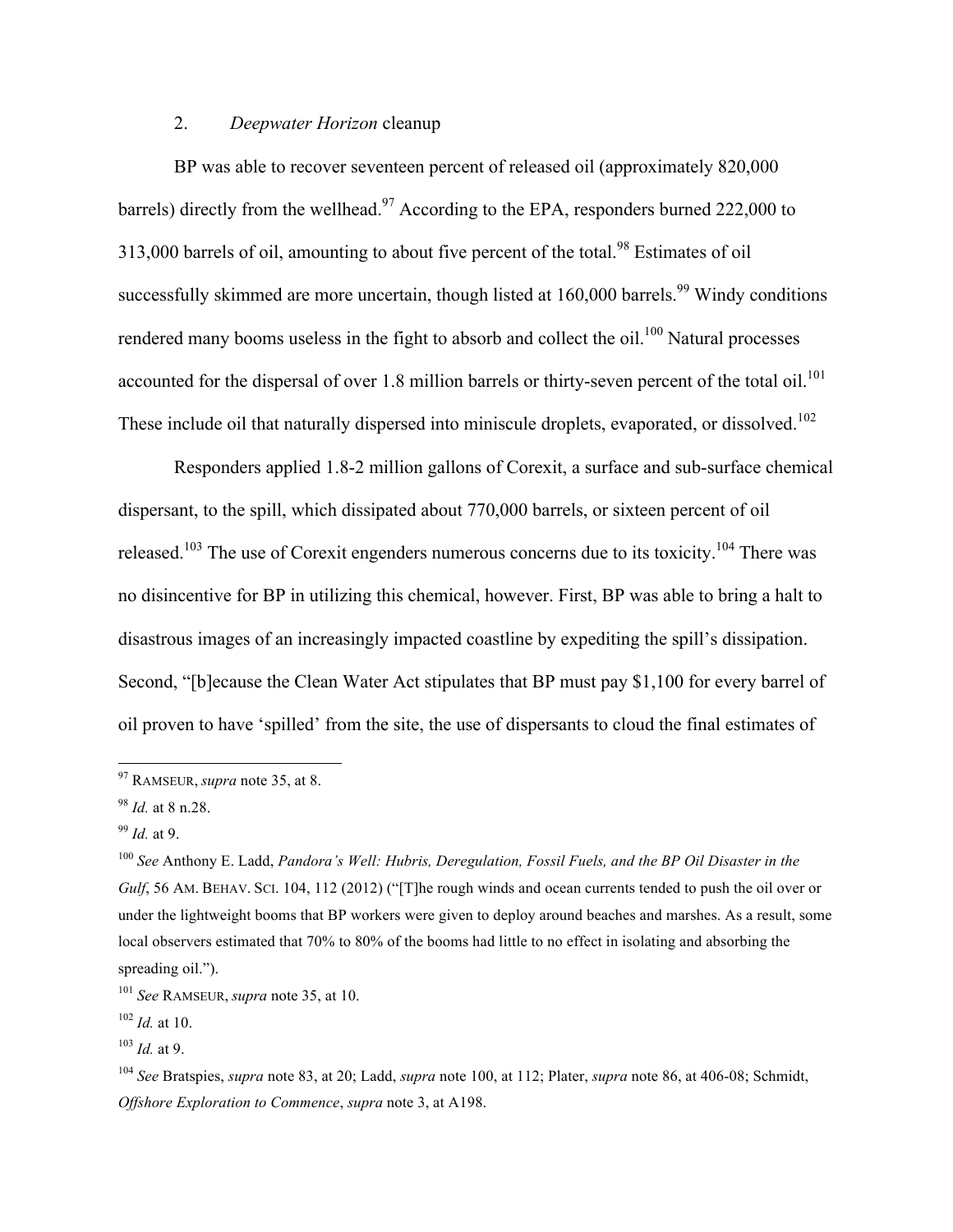### 2. *Deepwater Horizon* cleanup

BP was able to recover seventeen percent of released oil (approximately 820,000 barrels) directly from the wellhead.[97] According to the EPA, responders burned 222,000 to 313,000 barrels of oil, amounting to about five percent of the total.[98] Estimates of oil successfully skimmed are more uncertain, though listed at 160,000 barrels.[99] Windy conditions rendered many booms useless in the fight to absorb and collect the oil.[100] Natural processes accounted for the dispersal of over 1.8 million barrels or thirty-seven percent of the total oil.[101] These include oil that naturally dispersed into miniscule droplets, evaporated, or dissolved.[102]

Responders applied 1.8-2 million gallons of Corexit, a surface and sub-surface chemical dispersant, to the spill, which dissipated about 770,000 barrels, or sixteen percent of oil released.[103] The use of Corexit engenders numerous concerns due to its toxicity.[104] There was no disincentive for BP in utilizing this chemical, however. First, BP was able to bring a halt to disastrous images of an increasingly impacted coastline by expediting the spill's dissipation. Second, "[b]ecause the Clean Water Act stipulates that BP must pay $1,100 for every barrel of oil proven to have 'spilled' from the site, the use of dispersants to cloud the final estimates of

---

[97] RAMSEUR, *supra* note 35, at 8.

[98] *Id.* at 8 n.28.

[99] *Id.* at 9.

[100] *See* Anthony E. Ladd, *Pandora's Well: Hubris, Deregulation, Fossil Fuels, and the BP Oil Disaster in the Gulf*, 56 AM. BEHAV. SCI. 104, 112 (2012) ("[T]he rough winds and ocean currents tended to push the oil over or under the lightweight booms that BP workers were given to deploy around beaches and marshes. As a result, some local observers estimated that 70% to 80% of the booms had little to no effect in isolating and absorbing the spreading oil.").

[101] *See* RAMSEUR, *supra* note 35, at 10.

[102] *Id.* at 10.

[103] *Id.* at 9.

[104] *See* Bratspies, *supra* note 83, at 20; Ladd, *supra* note 100, at 112; Plater, *supra* note 86, at 406-08; Schmidt, *Offshore Exploration to Commence*, *supra* note 3, at A198.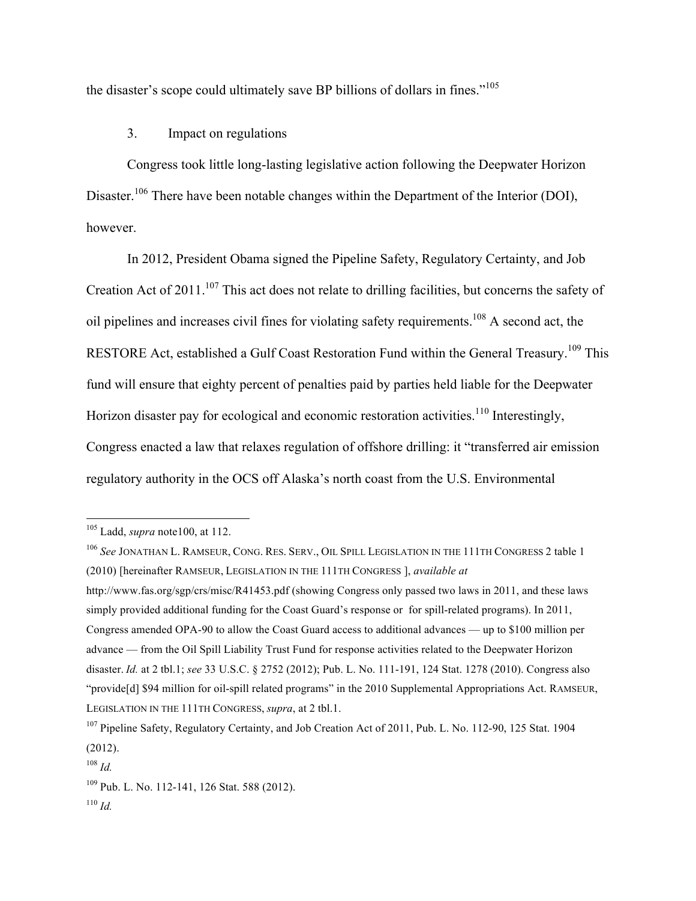the disaster's scope could ultimately save BP billions of dollars in fines."[105]

3. Impact on regulations

Congress took little long-lasting legislative action following the Deepwater Horizon Disaster.[106] There have been notable changes within the Department of the Interior (DOI), however.

In 2012, President Obama signed the Pipeline Safety, Regulatory Certainty, and Job Creation Act of 2011.[107] This act does not relate to drilling facilities, but concerns the safety of oil pipelines and increases civil fines for violating safety requirements.[108] A second act, the RESTORE Act, established a Gulf Coast Restoration Fund within the General Treasury.[109] This fund will ensure that eighty percent of penalties paid by parties held liable for the Deepwater Horizon disaster pay for ecological and economic restoration activities.[110] Interestingly, Congress enacted a law that relaxes regulation of offshore drilling: it "transferred air emission regulatory authority in the OCS off Alaska's north coast from the U.S. Environmental

---

[105] Ladd, *supra* note100, at 112.

[106] *See* JONATHAN L. RAMSEUR, CONG. RES. SERV., OIL SPILL LEGISLATION IN THE 111TH CONGRESS 2 table 1 (2010) [hereinafter RAMSEUR, LEGISLATION IN THE 111TH CONGRESS ], *available at* http://www.fas.org/sgp/crs/misc/R41453.pdf (showing Congress only passed two laws in 2011, and these laws simply provided additional funding for the Coast Guard's response or for spill-related programs). In 2011, Congress amended OPA-90 to allow the Coast Guard access to additional advances — up to $100 million per advance — from the Oil Spill Liability Trust Fund for response activities related to the Deepwater Horizon disaster. *Id.* at 2 tbl.1; *see* 33 U.S.C. § 2752 (2012); Pub. L. No. 111-191, 124 Stat. 1278 (2010). Congress also "provide[d] $94 million for oil-spill related programs" in the 2010 Supplemental Appropriations Act. RAMSEUR, LEGISLATION IN THE 111TH CONGRESS, *supra*, at 2 tbl.1.

[107] Pipeline Safety, Regulatory Certainty, and Job Creation Act of 2011, Pub. L. No. 112-90, 125 Stat. 1904 (2012).

[108] *Id.*

[109] Pub. L. No. 112-141, 126 Stat. 588 (2012).

[110] *Id.*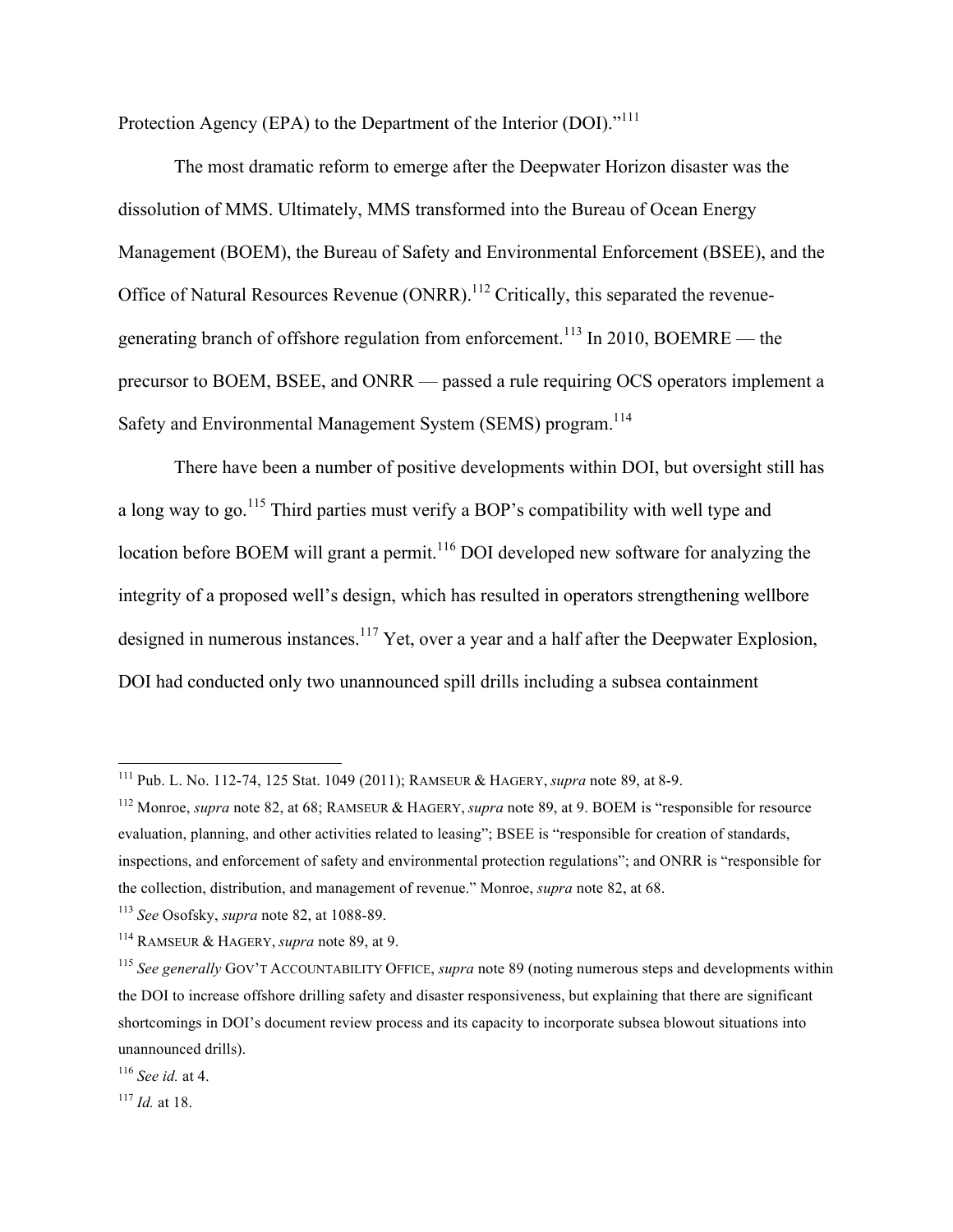Protection Agency (EPA) to the Department of the Interior (DOI)."[111]

The most dramatic reform to emerge after the Deepwater Horizon disaster was the dissolution of MMS. Ultimately, MMS transformed into the Bureau of Ocean Energy Management (BOEM), the Bureau of Safety and Environmental Enforcement (BSEE), and the Office of Natural Resources Revenue (ONRR).[112] Critically, this separated the revenue-generating branch of offshore regulation from enforcement.[113] In 2010, BOEMRE — the precursor to BOEM, BSEE, and ONRR — passed a rule requiring OCS operators implement a Safety and Environmental Management System (SEMS) program.[114]

There have been a number of positive developments within DOI, but oversight still has a long way to go.[115] Third parties must verify a BOP's compatibility with well type and location before BOEM will grant a permit.[116] DOI developed new software for analyzing the integrity of a proposed well's design, which has resulted in operators strengthening wellbore designed in numerous instances.[117] Yet, over a year and a half after the Deepwater Explosion, DOI had conducted only two unannounced spill drills including a subsea containment

---

[111] Pub. L. No. 112-74, 125 Stat. 1049 (2011); RAMSEUR & HAGERY, *supra* note 89, at 8-9.

[112] Monroe, *supra* note 82, at 68; RAMSEUR & HAGERY, *supra* note 89, at 9. BOEM is "responsible for resource evaluation, planning, and other activities related to leasing"; BSEE is "responsible for creation of standards, inspections, and enforcement of safety and environmental protection regulations"; and ONRR is "responsible for the collection, distribution, and management of revenue." Monroe, *supra* note 82, at 68.

[113] *See* Osofsky, *supra* note 82, at 1088-89.

[114] RAMSEUR & HAGERY, *supra* note 89, at 9.

[115] *See generally* GOV'T ACCOUNTABILITY OFFICE, *supra* note 89 (noting numerous steps and developments within the DOI to increase offshore drilling safety and disaster responsiveness, but explaining that there are significant shortcomings in DOI's document review process and its capacity to incorporate subsea blowout situations into unannounced drills).

[116] *See id.* at 4.

[117] *Id.* at 18.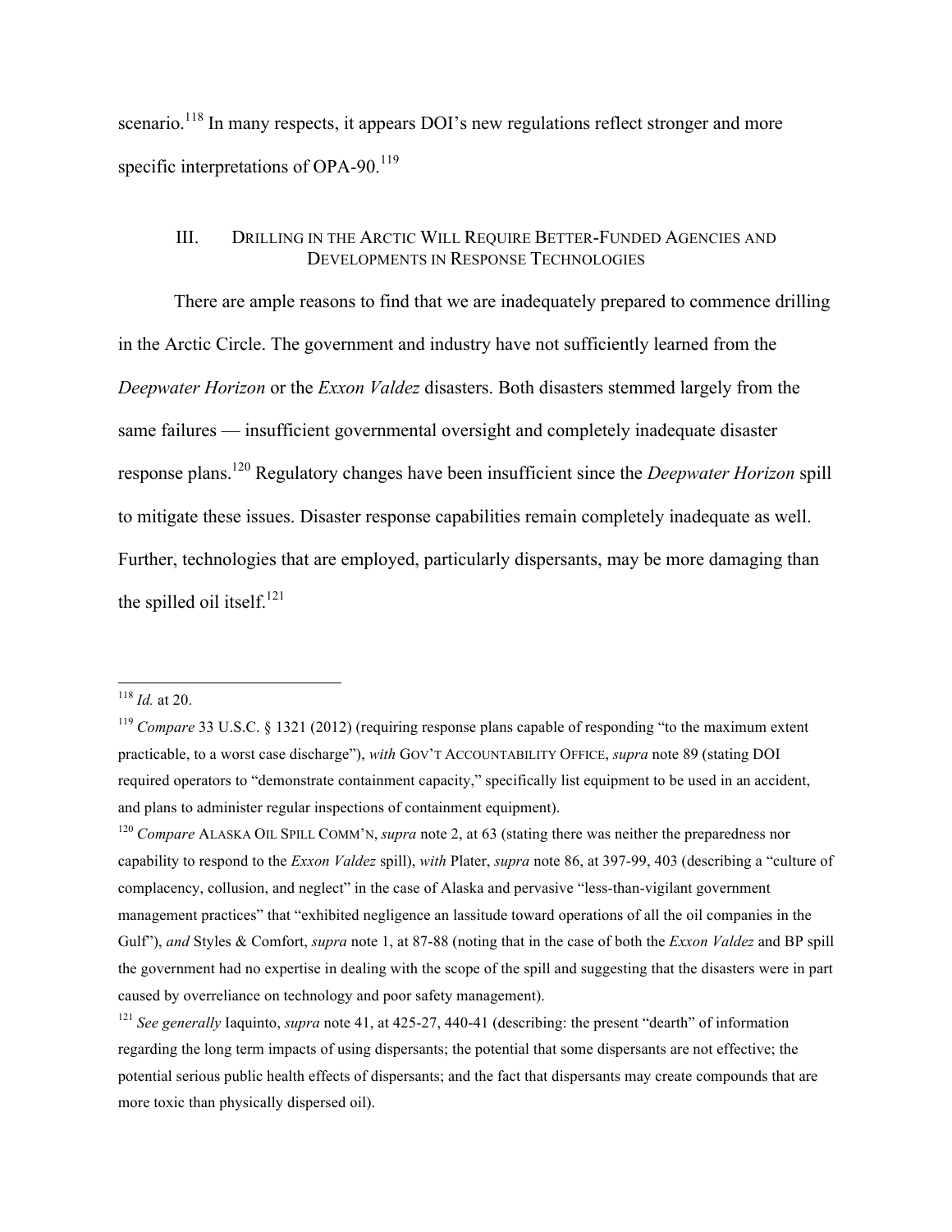scenario.[118] In many respects, it appears DOI's new regulations reflect stronger and more specific interpretations of OPA-90.[119]

## III. Drilling in the Arctic Will Require Better-Funded Agencies and Developments in Response Technologies

There are ample reasons to find that we are inadequately prepared to commence drilling in the Arctic Circle. The government and industry have not sufficiently learned from the *Deepwater Horizon* or the *Exxon Valdez* disasters. Both disasters stemmed largely from the same failures — insufficient governmental oversight and completely inadequate disaster response plans.[120] Regulatory changes have been insufficient since the *Deepwater Horizon* spill to mitigate these issues. Disaster response capabilities remain completely inadequate as well. Further, technologies that are employed, particularly dispersants, may be more damaging than the spilled oil itself.[121]

---

[118] *Id.* at 20.

[119] *Compare* 33 U.S.C. § 1321 (2012) (requiring response plans capable of responding "to the maximum extent practicable, to a worst case discharge"), *with* GOV'T ACCOUNTABILITY OFFICE, *supra* note 89 (stating DOI required operators to "demonstrate containment capacity," specifically list equipment to be used in an accident, and plans to administer regular inspections of containment equipment).

[120] *Compare* ALASKA OIL SPILL COMM'N, *supra* note 2, at 63 (stating there was neither the preparedness nor capability to respond to the *Exxon Valdez* spill), *with* Plater, *supra* note 86, at 397-99, 403 (describing a "culture of complacency, collusion, and neglect" in the case of Alaska and pervasive "less-than-vigilant government management practices" that "exhibited negligence an lassitude toward operations of all the oil companies in the Gulf"), *and* Styles & Comfort, *supra* note 1, at 87-88 (noting that in the case of both the *Exxon Valdez* and BP spill the government had no expertise in dealing with the scope of the spill and suggesting that the disasters were in part caused by overreliance on technology and poor safety management).

[121] *See generally* Iaquinto, *supra* note 41, at 425-27, 440-41 (describing: the present "dearth" of information regarding the long term impacts of using dispersants; the potential that some dispersants are not effective; the potential serious public health effects of dispersants; and the fact that dispersants may create compounds that are more toxic than physically dispersed oil).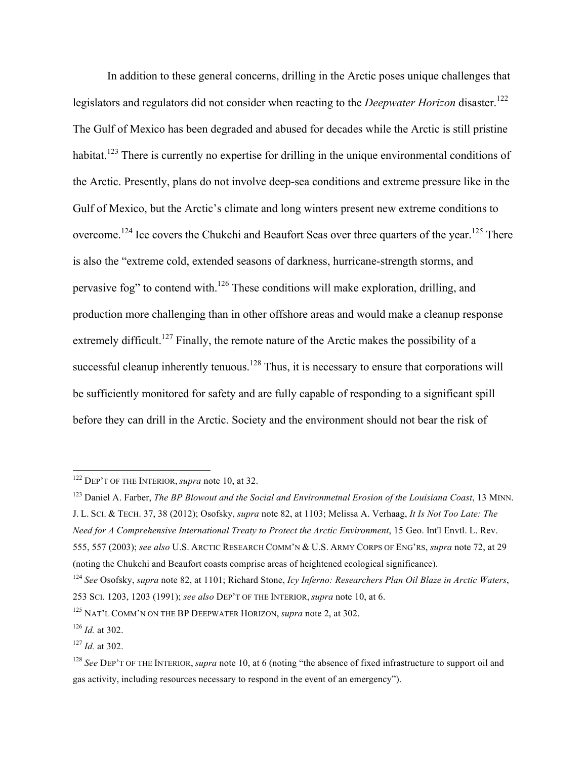In addition to these general concerns, drilling in the Arctic poses unique challenges that legislators and regulators did not consider when reacting to the *Deepwater Horizon* disaster.[122] The Gulf of Mexico has been degraded and abused for decades while the Arctic is still pristine habitat.[123] There is currently no expertise for drilling in the unique environmental conditions of the Arctic. Presently, plans do not involve deep-sea conditions and extreme pressure like in the Gulf of Mexico, but the Arctic's climate and long winters present new extreme conditions to overcome.[124] Ice covers the Chukchi and Beaufort Seas over three quarters of the year.[125] There is also the "extreme cold, extended seasons of darkness, hurricane-strength storms, and pervasive fog" to contend with.[126] These conditions will make exploration, drilling, and production more challenging than in other offshore areas and would make a cleanup response extremely difficult.[127] Finally, the remote nature of the Arctic makes the possibility of a successful cleanup inherently tenuous.[128] Thus, it is necessary to ensure that corporations will be sufficiently monitored for safety and are fully capable of responding to a significant spill before they can drill in the Arctic. Society and the environment should not bear the risk of

---

[122] DEP'T OF THE INTERIOR, *supra* note 10, at 32.

[123] Daniel A. Farber, *The BP Blowout and the Social and Environmetnal Erosion of the Louisiana Coast*, 13 MINN. J. L. SCI. & TECH. 37, 38 (2012); Osofsky, *supra* note 82, at 1103; Melissa A. Verhaag, *It Is Not Too Late: The Need for A Comprehensive International Treaty to Protect the Arctic Environment*, 15 Geo. Int'l Envtl. L. Rev. 555, 557 (2003); *see also* U.S. ARCTIC RESEARCH COMM'N & U.S. ARMY CORPS OF ENG'RS, *supra* note 72, at 29 (noting the Chukchi and Beaufort coasts comprise areas of heightened ecological significance).

[124] *See* Osofsky, *supra* note 82, at 1101; Richard Stone, *Icy Inferno: Researchers Plan Oil Blaze in Arctic Waters*, 253 SCI. 1203, 1203 (1991); *see also* DEP'T OF THE INTERIOR, *supra* note 10, at 6.

[125] NAT'L COMM'N ON THE BP DEEPWATER HORIZON, *supra* note 2, at 302.

[126] *Id.* at 302.

[127] *Id.* at 302.

[128] *See* DEP'T OF THE INTERIOR, *supra* note 10, at 6 (noting "the absence of fixed infrastructure to support oil and gas activity, including resources necessary to respond in the event of an emergency").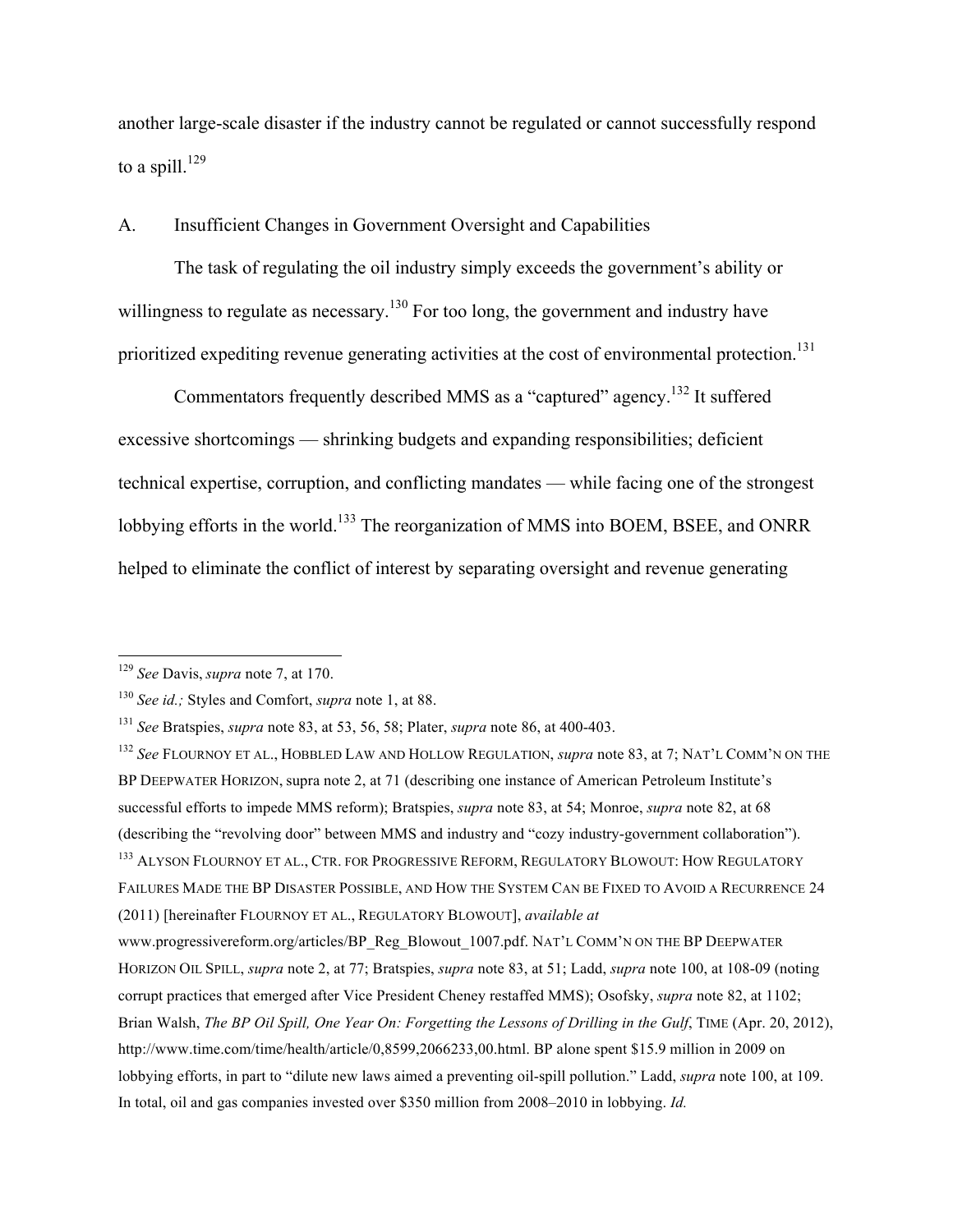another large-scale disaster if the industry cannot be regulated or cannot successfully respond to a spill.[129]

## A. Insufficient Changes in Government Oversight and Capabilities

The task of regulating the oil industry simply exceeds the government's ability or willingness to regulate as necessary.[130] For too long, the government and industry have prioritized expediting revenue generating activities at the cost of environmental protection.[131]

Commentators frequently described MMS as a "captured" agency.[132] It suffered excessive shortcomings — shrinking budgets and expanding responsibilities; deficient technical expertise, corruption, and conflicting mandates — while facing one of the strongest lobbying efforts in the world.[133] The reorganization of MMS into BOEM, BSEE, and ONRR helped to eliminate the conflict of interest by separating oversight and revenue generating

---

[129] *See* Davis, *supra* note 7, at 170.

[130] *See id.;* Styles and Comfort, *supra* note 1, at 88.

[131] *See* Bratspies, *supra* note 83, at 53, 56, 58; Plater, *supra* note 86, at 400-403.

[132] *See* FLOURNOY ET AL., HOBBLED LAW AND HOLLOW REGULATION, *supra* note 83, at 7; NAT'L COMM'N ON THE BP DEEPWATER HORIZON, supra note 2, at 71 (describing one instance of American Petroleum Institute's successful efforts to impede MMS reform); Bratspies, *supra* note 83, at 54; Monroe, *supra* note 82, at 68 (describing the "revolving door" between MMS and industry and "cozy industry-government collaboration").

[133] ALYSON FLOURNOY ET AL., CTR. FOR PROGRESSIVE REFORM, REGULATORY BLOWOUT: HOW REGULATORY FAILURES MADE THE BP DISASTER POSSIBLE, AND HOW THE SYSTEM CAN BE FIXED TO AVOID A RECURRENCE 24 (2011) [hereinafter FLOURNOY ET AL., REGULATORY BLOWOUT], *available at* www.progressivereform.org/articles/BP_Reg_Blowout_1007.pdf. NAT'L COMM'N ON THE BP DEEPWATER HORIZON OIL SPILL, *supra* note 2, at 77; Bratspies, *supra* note 83, at 51; Ladd, *supra* note 100, at 108-09 (noting corrupt practices that emerged after Vice President Cheney restaffed MMS); Osofsky, *supra* note 82, at 1102; Brian Walsh, *The BP Oil Spill, One Year On: Forgetting the Lessons of Drilling in the Gulf*, TIME (Apr. 20, 2012), http://www.time.com/time/health/article/0,8599,2066233,00.html. BP alone spent $15.9 million in 2009 on lobbying efforts, in part to "dilute new laws aimed a preventing oil-spill pollution." Ladd, *supra* note 100, at 109. In total, oil and gas companies invested over $350 million from 2008–2010 in lobbying. *Id.*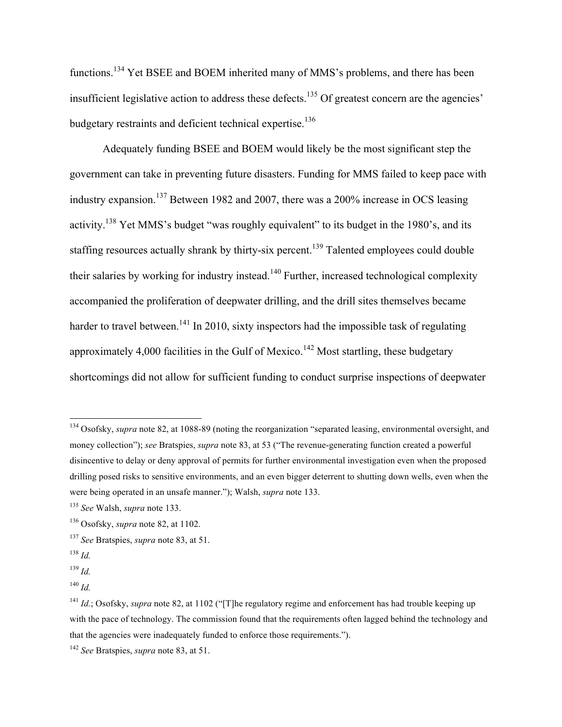functions.[134] Yet BSEE and BOEM inherited many of MMS's problems, and there has been insufficient legislative action to address these defects.[135] Of greatest concern are the agencies' budgetary restraints and deficient technical expertise.[136]

Adequately funding BSEE and BOEM would likely be the most significant step the government can take in preventing future disasters. Funding for MMS failed to keep pace with industry expansion.[137] Between 1982 and 2007, there was a 200% increase in OCS leasing activity.[138] Yet MMS's budget "was roughly equivalent" to its budget in the 1980's, and its staffing resources actually shrank by thirty-six percent.[139] Talented employees could double their salaries by working for industry instead.[140] Further, increased technological complexity accompanied the proliferation of deepwater drilling, and the drill sites themselves became harder to travel between.[141] In 2010, sixty inspectors had the impossible task of regulating approximately 4,000 facilities in the Gulf of Mexico.[142] Most startling, these budgetary shortcomings did not allow for sufficient funding to conduct surprise inspections of deepwater

---

[134] Osofsky, *supra* note 82, at 1088-89 (noting the reorganization "separated leasing, environmental oversight, and money collection"); *see* Bratspies, *supra* note 83, at 53 ("The revenue-generating function created a powerful disincentive to delay or deny approval of permits for further environmental investigation even when the proposed drilling posed risks to sensitive environments, and an even bigger deterrent to shutting down wells, even when the were being operated in an unsafe manner."); Walsh, *supra* note 133.

[135] *See* Walsh, *supra* note 133.

[136] Osofsky, *supra* note 82, at 1102.

[137] *See* Bratspies, *supra* note 83, at 51.

[138] *Id.*

[139] *Id.*

[140] *Id.*

[141] *Id.*; Osofsky, *supra* note 82, at 1102 ("[T]he regulatory regime and enforcement has had trouble keeping up with the pace of technology. The commission found that the requirements often lagged behind the technology and that the agencies were inadequately funded to enforce those requirements.").

[142] *See* Bratspies, *supra* note 83, at 51.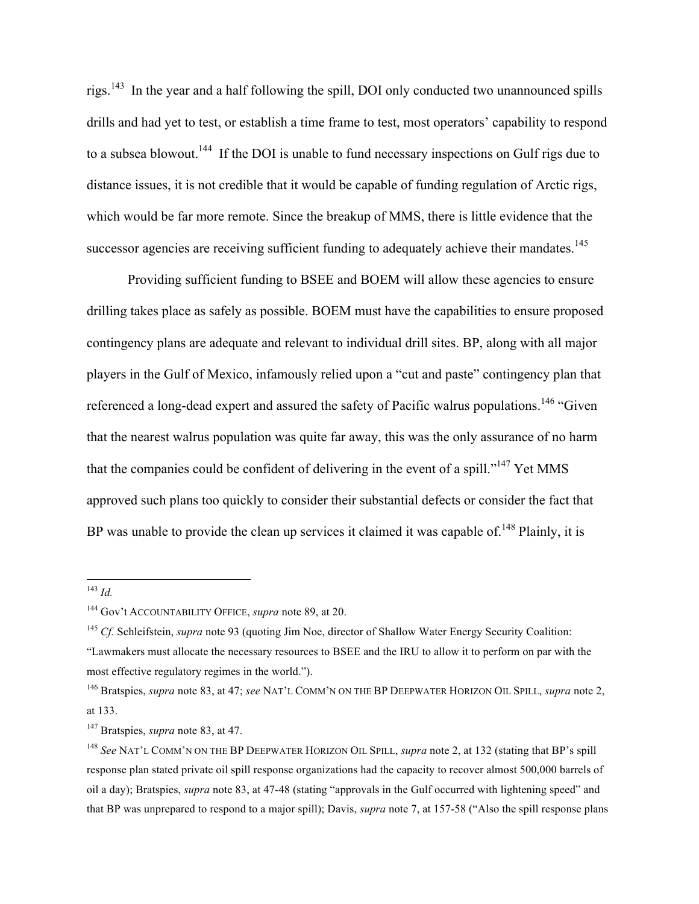rigs.[143] In the year and a half following the spill, DOI only conducted two unannounced spills drills and had yet to test, or establish a time frame to test, most operators' capability to respond to a subsea blowout.[144] If the DOI is unable to fund necessary inspections on Gulf rigs due to distance issues, it is not credible that it would be capable of funding regulation of Arctic rigs, which would be far more remote. Since the breakup of MMS, there is little evidence that the successor agencies are receiving sufficient funding to adequately achieve their mandates.[145]

Providing sufficient funding to BSEE and BOEM will allow these agencies to ensure drilling takes place as safely as possible. BOEM must have the capabilities to ensure proposed contingency plans are adequate and relevant to individual drill sites. BP, along with all major players in the Gulf of Mexico, infamously relied upon a "cut and paste" contingency plan that referenced a long-dead expert and assured the safety of Pacific walrus populations.[146] "Given that the nearest walrus population was quite far away, this was the only assurance of no harm that the companies could be confident of delivering in the event of a spill."[147] Yet MMS approved such plans too quickly to consider their substantial defects or consider the fact that BP was unable to provide the clean up services it claimed it was capable of.[148] Plainly, it is

---

[143] *Id.*

[144] Gov't ACCOUNTABILITY OFFICE, *supra* note 89, at 20.

[145] *Cf.* Schleifstein, *supra* note 93 (quoting Jim Noe, director of Shallow Water Energy Security Coalition: "Lawmakers must allocate the necessary resources to BSEE and the IRU to allow it to perform on par with the most effective regulatory regimes in the world.").

[146] Bratspies, *supra* note 83, at 47; *see* NAT'L COMM'N ON THE BP DEEPWATER HORIZON OIL SPILL, *supra* note 2, at 133.

[147] Bratspies, *supra* note 83, at 47.

[148] *See* NAT'L COMM'N ON THE BP DEEPWATER HORIZON OIL SPILL, *supra* note 2, at 132 (stating that BP's spill response plan stated private oil spill response organizations had the capacity to recover almost 500,000 barrels of oil a day); Bratspies, *supra* note 83, at 47-48 (stating "approvals in the Gulf occurred with lightening speed" and that BP was unprepared to respond to a major spill); Davis, *supra* note 7, at 157-58 ("Also the spill response plans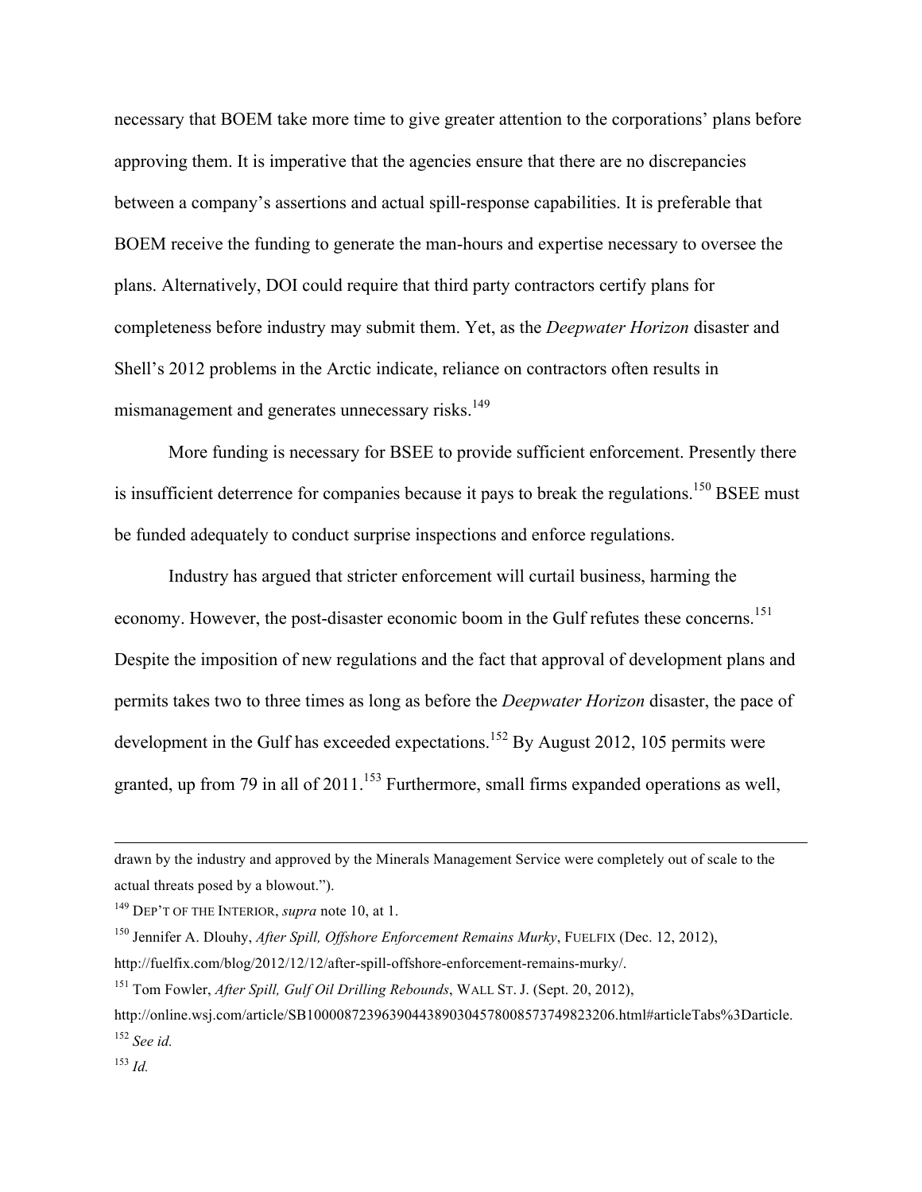necessary that BOEM take more time to give greater attention to the corporations' plans before approving them. It is imperative that the agencies ensure that there are no discrepancies between a company's assertions and actual spill-response capabilities. It is preferable that BOEM receive the funding to generate the man-hours and expertise necessary to oversee the plans. Alternatively, DOI could require that third party contractors certify plans for completeness before industry may submit them. Yet, as the *Deepwater Horizon* disaster and Shell's 2012 problems in the Arctic indicate, reliance on contractors often results in mismanagement and generates unnecessary risks.[149]

More funding is necessary for BSEE to provide sufficient enforcement. Presently there is insufficient deterrence for companies because it pays to break the regulations.[150] BSEE must be funded adequately to conduct surprise inspections and enforce regulations.

Industry has argued that stricter enforcement will curtail business, harming the economy. However, the post-disaster economic boom in the Gulf refutes these concerns.[151] Despite the imposition of new regulations and the fact that approval of development plans and permits takes two to three times as long as before the *Deepwater Horizon* disaster, the pace of development in the Gulf has exceeded expectations.[152] By August 2012, 105 permits were granted, up from 79 in all of 2011.[153] Furthermore, small firms expanded operations as well,

---

drawn by the industry and approved by the Minerals Management Service were completely out of scale to the actual threats posed by a blowout.").

[149] DEP'T OF THE INTERIOR, *supra* note 10, at 1.

[150] Jennifer A. Dlouhy, *After Spill, Offshore Enforcement Remains Murky*, FUELFIX (Dec. 12, 2012), http://fuelfix.com/blog/2012/12/12/after-spill-offshore-enforcement-remains-murky/.

[151] Tom Fowler, *After Spill, Gulf Oil Drilling Rebounds*, WALL ST. J. (Sept. 20, 2012), http://online.wsj.com/article/SB10000872396390443890304578008573749823206.html#articleTabs%3Darticle.

[152] *See id.*

[153] *Id.*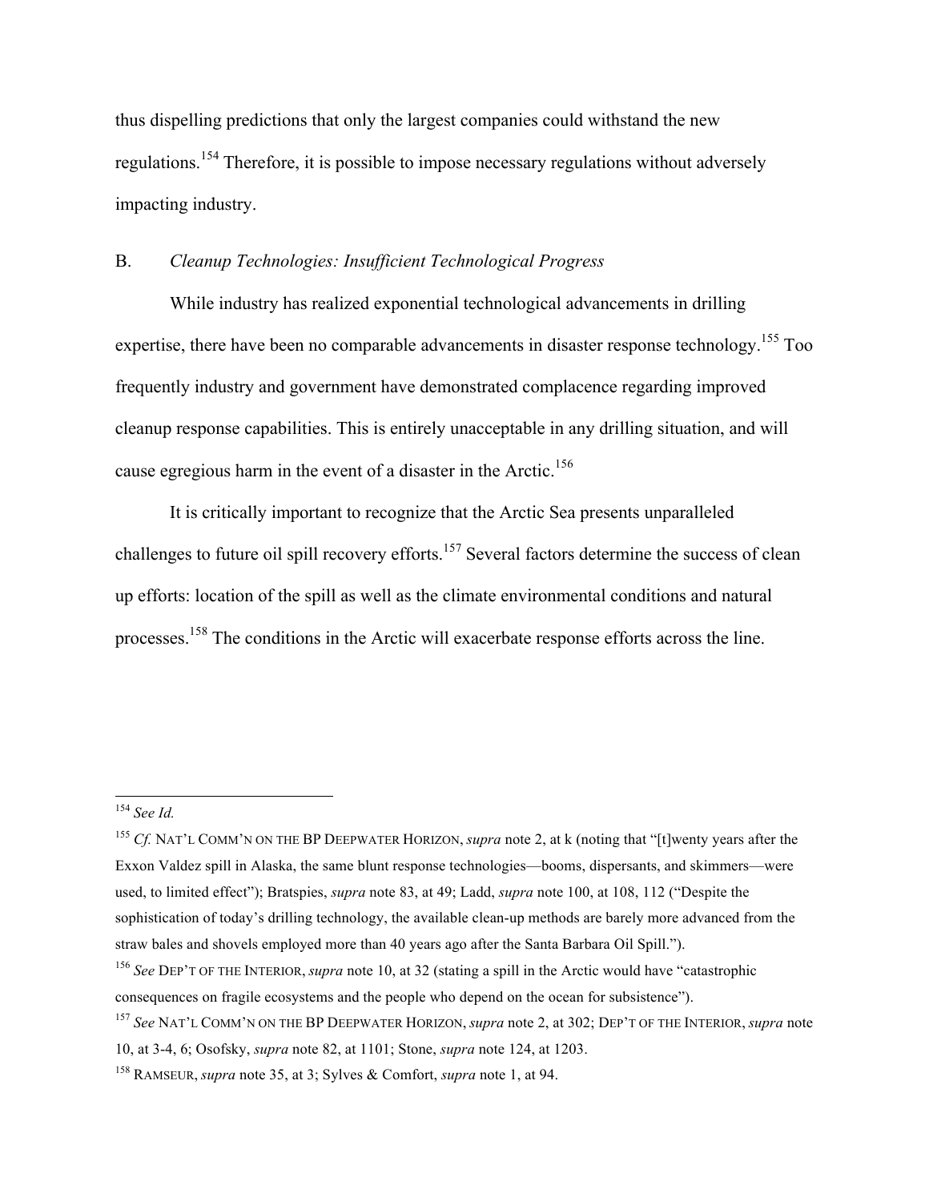thus dispelling predictions that only the largest companies could withstand the new regulations.[154] Therefore, it is possible to impose necessary regulations without adversely impacting industry.

## B. *Cleanup Technologies: Insufficient Technological Progress*

While industry has realized exponential technological advancements in drilling expertise, there have been no comparable advancements in disaster response technology.[155] Too frequently industry and government have demonstrated complacence regarding improved cleanup response capabilities. This is entirely unacceptable in any drilling situation, and will cause egregious harm in the event of a disaster in the Arctic.[156]

It is critically important to recognize that the Arctic Sea presents unparalleled challenges to future oil spill recovery efforts.[157] Several factors determine the success of clean up efforts: location of the spill as well as the climate environmental conditions and natural processes.[158] The conditions in the Arctic will exacerbate response efforts across the line.

---

[154] *See Id.*

[155] *Cf.* NAT'L COMM'N ON THE BP DEEPWATER HORIZON, *supra* note 2, at k (noting that "[t]wenty years after the Exxon Valdez spill in Alaska, the same blunt response technologies—booms, dispersants, and skimmers—were used, to limited effect"); Bratspies, *supra* note 83, at 49; Ladd, *supra* note 100, at 108, 112 ("Despite the sophistication of today's drilling technology, the available clean-up methods are barely more advanced from the straw bales and shovels employed more than 40 years ago after the Santa Barbara Oil Spill.").

[156] *See* DEP'T OF THE INTERIOR, *supra* note 10, at 32 (stating a spill in the Arctic would have "catastrophic consequences on fragile ecosystems and the people who depend on the ocean for subsistence").

[157] *See* NAT'L COMM'N ON THE BP DEEPWATER HORIZON, *supra* note 2, at 302; DEP'T OF THE INTERIOR, *supra* note 10, at 3-4, 6; Osofsky, *supra* note 82, at 1101; Stone, *supra* note 124, at 1203.

[158] RAMSEUR, *supra* note 35, at 3; Sylves & Comfort, *supra* note 1, at 94.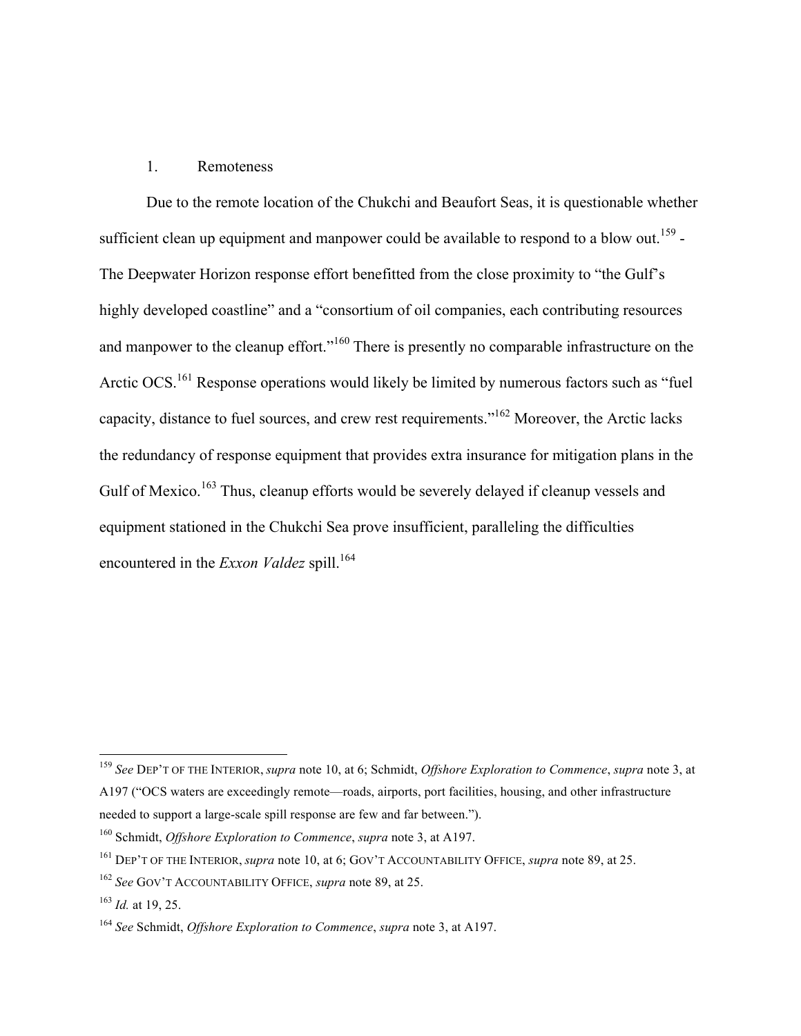### 1. Remoteness

Due to the remote location of the Chukchi and Beaufort Seas, it is questionable whether sufficient clean up equipment and manpower could be available to respond to a blow out.[159] - The Deepwater Horizon response effort benefitted from the close proximity to "the Gulf's highly developed coastline" and a "consortium of oil companies, each contributing resources and manpower to the cleanup effort."[160] There is presently no comparable infrastructure on the Arctic OCS.[161] Response operations would likely be limited by numerous factors such as "fuel capacity, distance to fuel sources, and crew rest requirements."[162] Moreover, the Arctic lacks the redundancy of response equipment that provides extra insurance for mitigation plans in the Gulf of Mexico.[163] Thus, cleanup efforts would be severely delayed if cleanup vessels and equipment stationed in the Chukchi Sea prove insufficient, paralleling the difficulties encountered in the *Exxon Valdez* spill.[164]

---

[159] *See* DEP'T OF THE INTERIOR, *supra* note 10, at 6; Schmidt, *Offshore Exploration to Commence*, *supra* note 3, at A197 ("OCS waters are exceedingly remote—roads, airports, port facilities, housing, and other infrastructure needed to support a large-scale spill response are few and far between.").

[160] Schmidt, *Offshore Exploration to Commence*, *supra* note 3, at A197.

[161] DEP'T OF THE INTERIOR, *supra* note 10, at 6; GOV'T ACCOUNTABILITY OFFICE, *supra* note 89, at 25.

[162] *See* GOV'T ACCOUNTABILITY OFFICE, *supra* note 89, at 25.

[163] *Id.* at 19, 25.

[164] *See* Schmidt, *Offshore Exploration to Commence*, *supra* note 3, at A197.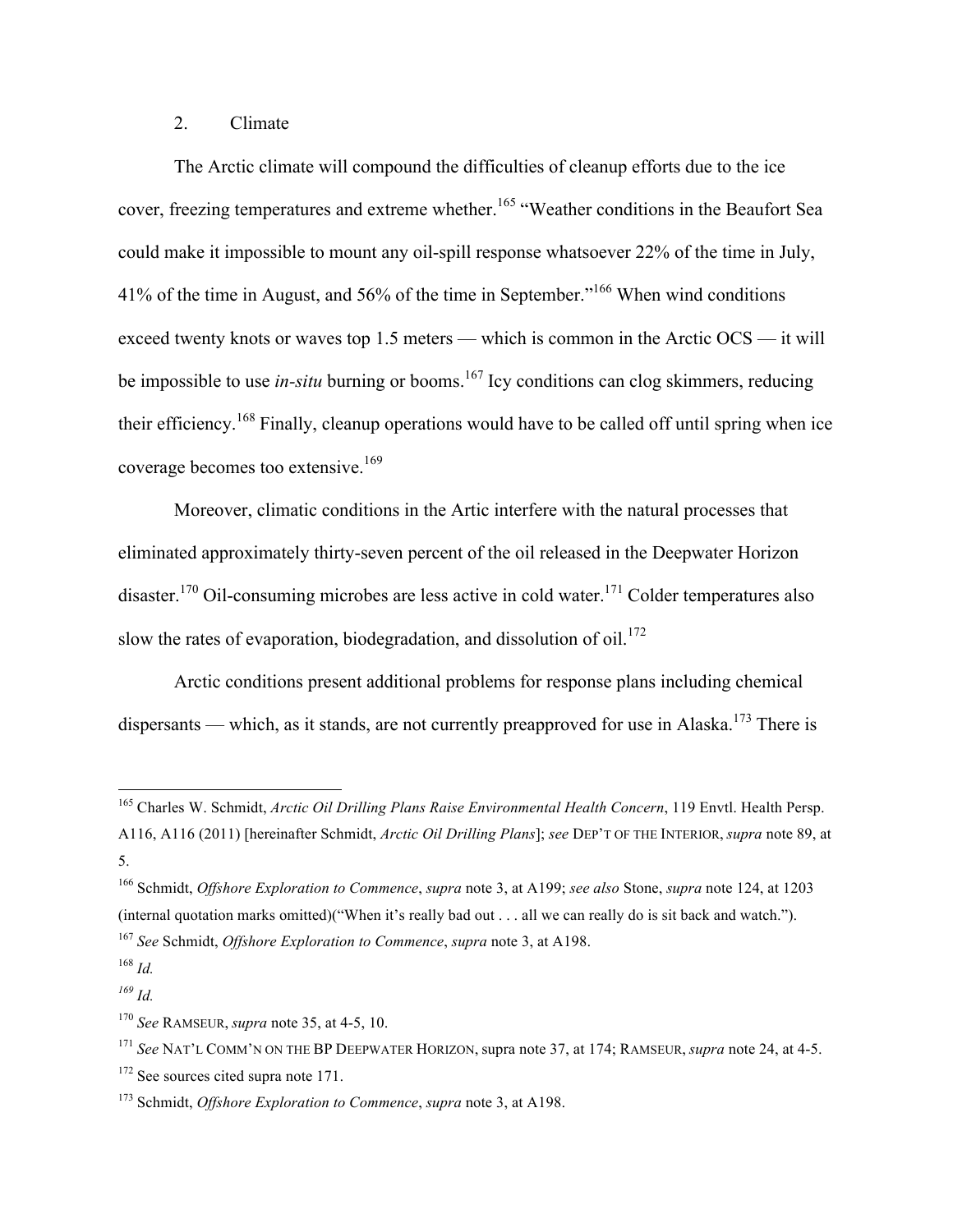## 2. Climate

The Arctic climate will compound the difficulties of cleanup efforts due to the ice cover, freezing temperatures and extreme whether.[165] "Weather conditions in the Beaufort Sea could make it impossible to mount any oil-spill response whatsoever 22% of the time in July, 41% of the time in August, and 56% of the time in September."[166] When wind conditions exceed twenty knots or waves top 1.5 meters — which is common in the Arctic OCS — it will be impossible to use *in-situ* burning or booms.[167] Icy conditions can clog skimmers, reducing their efficiency.[168] Finally, cleanup operations would have to be called off until spring when ice coverage becomes too extensive.[169]

Moreover, climatic conditions in the Artic interfere with the natural processes that eliminated approximately thirty-seven percent of the oil released in the Deepwater Horizon disaster.[170] Oil-consuming microbes are less active in cold water.[171] Colder temperatures also slow the rates of evaporation, biodegradation, and dissolution of oil.[172]

Arctic conditions present additional problems for response plans including chemical dispersants — which, as it stands, are not currently preapproved for use in Alaska.[173] There is

---

[165] Charles W. Schmidt, *Arctic Oil Drilling Plans Raise Environmental Health Concern*, 119 Envtl. Health Persp. A116, A116 (2011) [hereinafter Schmidt, *Arctic Oil Drilling Plans*]; *see* DEP'T OF THE INTERIOR, *supra* note 89, at 5.

[166] Schmidt, *Offshore Exploration to Commence*, *supra* note 3, at A199; *see also* Stone, *supra* note 124, at 1203 (internal quotation marks omitted)("When it's really bad out . . . all we can really do is sit back and watch.").

[167] *See* Schmidt, *Offshore Exploration to Commence*, *supra* note 3, at A198.

[168] *Id.*

[169] *Id.*

[170] *See* RAMSEUR, *supra* note 35, at 4-5, 10.

[171] *See* NAT'L COMM'N ON THE BP DEEPWATER HORIZON, supra note 37, at 174; RAMSEUR, *supra* note 24, at 4-5.

[172] See sources cited supra note 171.

[173] Schmidt, *Offshore Exploration to Commence*, *supra* note 3, at A198.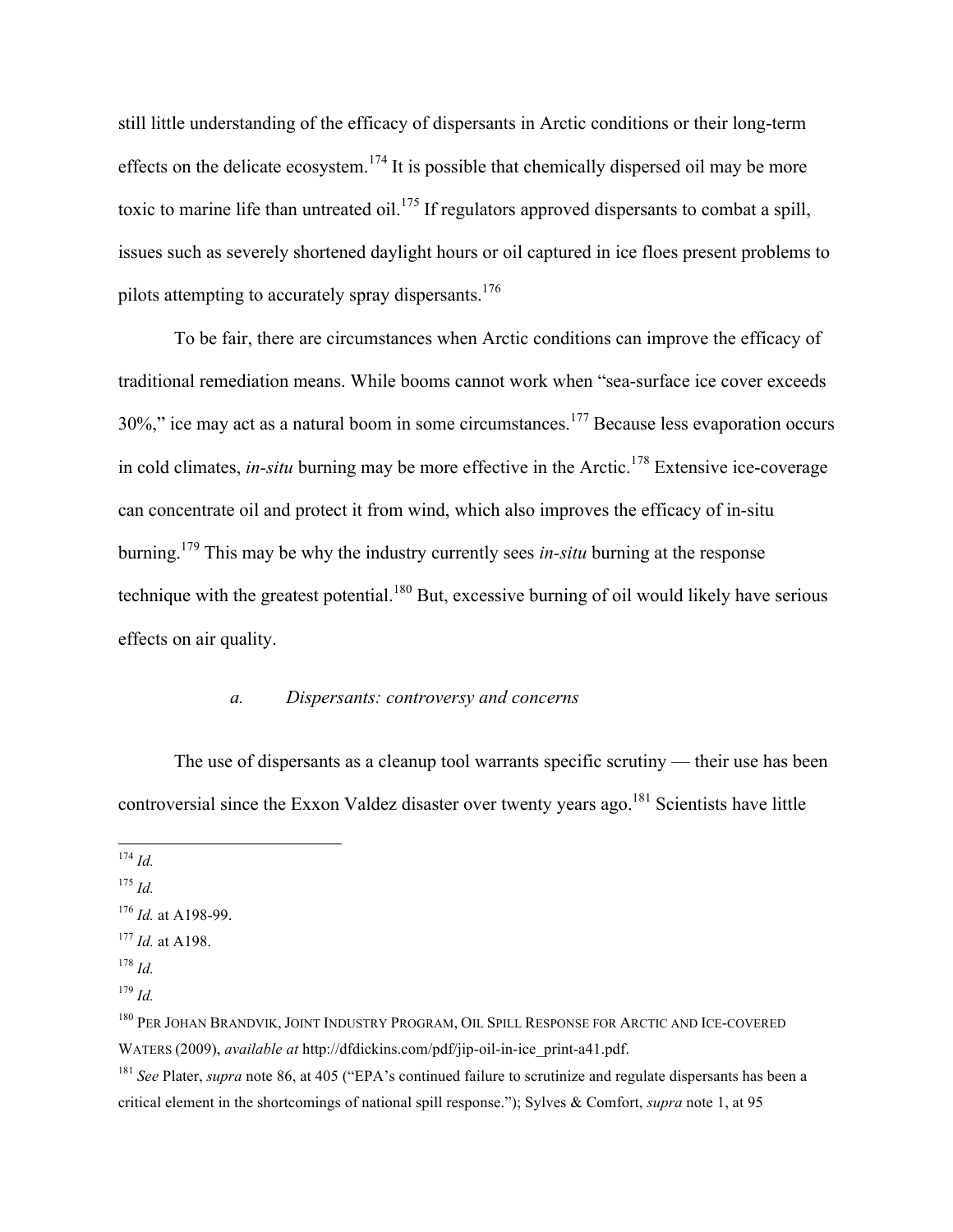still little understanding of the efficacy of dispersants in Arctic conditions or their long-term effects on the delicate ecosystem.[174] It is possible that chemically dispersed oil may be more toxic to marine life than untreated oil.[175] If regulators approved dispersants to combat a spill, issues such as severely shortened daylight hours or oil captured in ice floes present problems to pilots attempting to accurately spray dispersants.[176]

To be fair, there are circumstances when Arctic conditions can improve the efficacy of traditional remediation means. While booms cannot work when "sea-surface ice cover exceeds 30%," ice may act as a natural boom in some circumstances.[177] Because less evaporation occurs in cold climates, *in-situ* burning may be more effective in the Arctic.[178] Extensive ice-coverage can concentrate oil and protect it from wind, which also improves the efficacy of in-situ burning.[179] This may be why the industry currently sees *in-situ* burning at the response technique with the greatest potential.[180] But, excessive burning of oil would likely have serious effects on air quality.

#### *a. Dispersants: controversy and concerns*

The use of dispersants as a cleanup tool warrants specific scrutiny — their use has been controversial since the Exxon Valdez disaster over twenty years ago.[181] Scientists have little

---

[174] *Id.*

[175] *Id.*

[176] *Id.* at A198-99.

[177] *Id.* at A198.

[178] *Id.*

[179] *Id.*

[180] PER JOHAN BRANDVIK, JOINT INDUSTRY PROGRAM, OIL SPILL RESPONSE FOR ARCTIC AND ICE-COVERED WATERS (2009), *available at* http://dfdickins.com/pdf/jip-oil-in-ice_print-a41.pdf.

[181] *See* Plater, *supra* note 86, at 405 ("EPA's continued failure to scrutinize and regulate dispersants has been a critical element in the shortcomings of national spill response."); Sylves & Comfort, *supra* note 1, at 95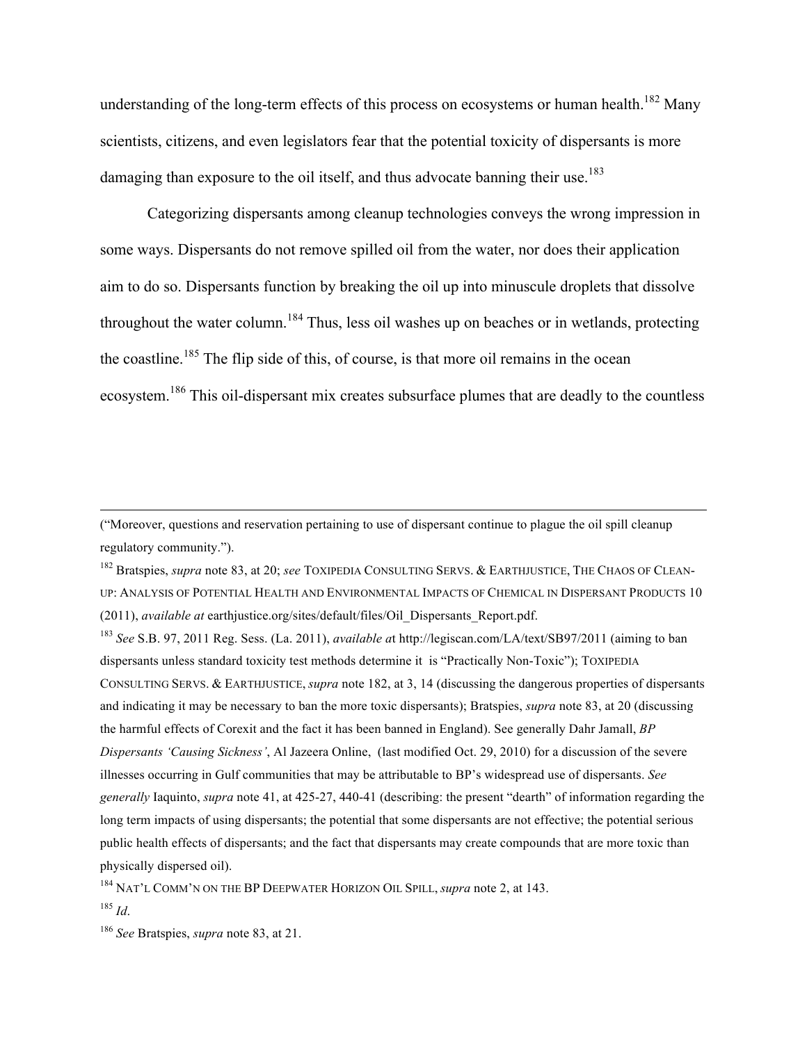understanding of the long-term effects of this process on ecosystems or human health.[182] Many scientists, citizens, and even legislators fear that the potential toxicity of dispersants is more damaging than exposure to the oil itself, and thus advocate banning their use.[183]

Categorizing dispersants among cleanup technologies conveys the wrong impression in some ways. Dispersants do not remove spilled oil from the water, nor does their application aim to do so. Dispersants function by breaking the oil up into minuscule droplets that dissolve throughout the water column.[184] Thus, less oil washes up on beaches or in wetlands, protecting the coastline.[185] The flip side of this, of course, is that more oil remains in the ocean ecosystem.[186] This oil-dispersant mix creates subsurface plumes that are deadly to the countless

---

("Moreover, questions and reservation pertaining to use of dispersant continue to plague the oil spill cleanup regulatory community.").

[182] Bratspies, *supra* note 83, at 20; *see* TOXIPEDIA CONSULTING SERVS. & EARTHJUSTICE, THE CHAOS OF CLEAN-UP: ANALYSIS OF POTENTIAL HEALTH AND ENVIRONMENTAL IMPACTS OF CHEMICAL IN DISPERSANT PRODUCTS 10 (2011), *available at* earthjustice.org/sites/default/files/Oil_Dispersants_Report.pdf.

[183] *See* S.B. 97, 2011 Reg. Sess. (La. 2011), *available a*t http://legiscan.com/LA/text/SB97/2011 (aiming to ban dispersants unless standard toxicity test methods determine it is "Practically Non-Toxic"); TOXIPEDIA CONSULTING SERVS. & EARTHJUSTICE, *supra* note 182, at 3, 14 (discussing the dangerous properties of dispersants and indicating it may be necessary to ban the more toxic dispersants); Bratspies, *supra* note 83, at 20 (discussing the harmful effects of Corexit and the fact it has been banned in England). See generally Dahr Jamall, *BP Dispersants 'Causing Sickness'*, Al Jazeera Online, (last modified Oct. 29, 2010) for a discussion of the severe illnesses occurring in Gulf communities that may be attributable to BP's widespread use of dispersants. *See generally* Iaquinto, *supra* note 41, at 425-27, 440-41 (describing: the present "dearth" of information regarding the long term impacts of using dispersants; the potential that some dispersants are not effective; the potential serious public health effects of dispersants; and the fact that dispersants may create compounds that are more toxic than physically dispersed oil).

[184] NAT'L COMM'N ON THE BP DEEPWATER HORIZON OIL SPILL, *supra* note 2, at 143.

[185] *Id*.

[186] *See* Bratspies, *supra* note 83, at 21.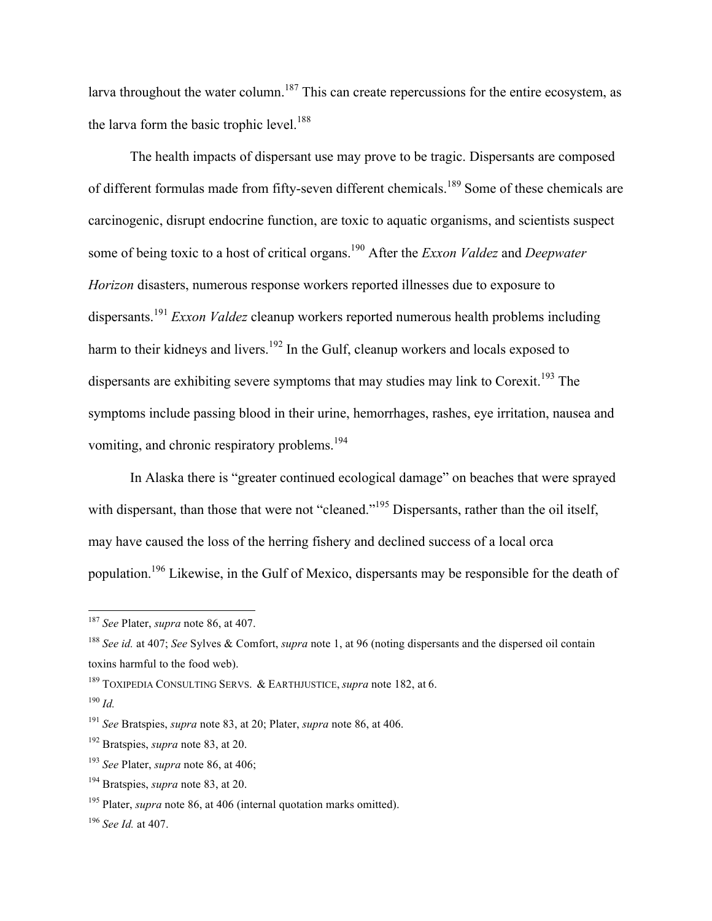larva throughout the water column.[187] This can create repercussions for the entire ecosystem, as the larva form the basic trophic level.[188]

The health impacts of dispersant use may prove to be tragic. Dispersants are composed of different formulas made from fifty-seven different chemicals.[189] Some of these chemicals are carcinogenic, disrupt endocrine function, are toxic to aquatic organisms, and scientists suspect some of being toxic to a host of critical organs.[190] After the *Exxon Valdez* and *Deepwater Horizon* disasters, numerous response workers reported illnesses due to exposure to dispersants.[191] *Exxon Valdez* cleanup workers reported numerous health problems including harm to their kidneys and livers.[192] In the Gulf, cleanup workers and locals exposed to dispersants are exhibiting severe symptoms that may studies may link to Corexit.[193] The symptoms include passing blood in their urine, hemorrhages, rashes, eye irritation, nausea and vomiting, and chronic respiratory problems.[194]

In Alaska there is "greater continued ecological damage" on beaches that were sprayed with dispersant, than those that were not "cleaned."[195] Dispersants, rather than the oil itself, may have caused the loss of the herring fishery and declined success of a local orca population.[196] Likewise, in the Gulf of Mexico, dispersants may be responsible for the death of

---

[187] *See* Plater, *supra* note 86, at 407.

[188] *See id.* at 407; *See* Sylves & Comfort, *supra* note 1, at 96 (noting dispersants and the dispersed oil contain toxins harmful to the food web).

[189] TOXIPEDIA CONSULTING SERVS. & EARTHJUSTICE, *supra* note 182, at 6.

[190] *Id.*

[191] *See* Bratspies, *supra* note 83, at 20; Plater, *supra* note 86, at 406.

[192] Bratspies, *supra* note 83, at 20.

[193] *See* Plater, *supra* note 86, at 406;

[194] Bratspies, *supra* note 83, at 20.

[195] Plater, *supra* note 86, at 406 (internal quotation marks omitted).

[196] *See Id.* at 407.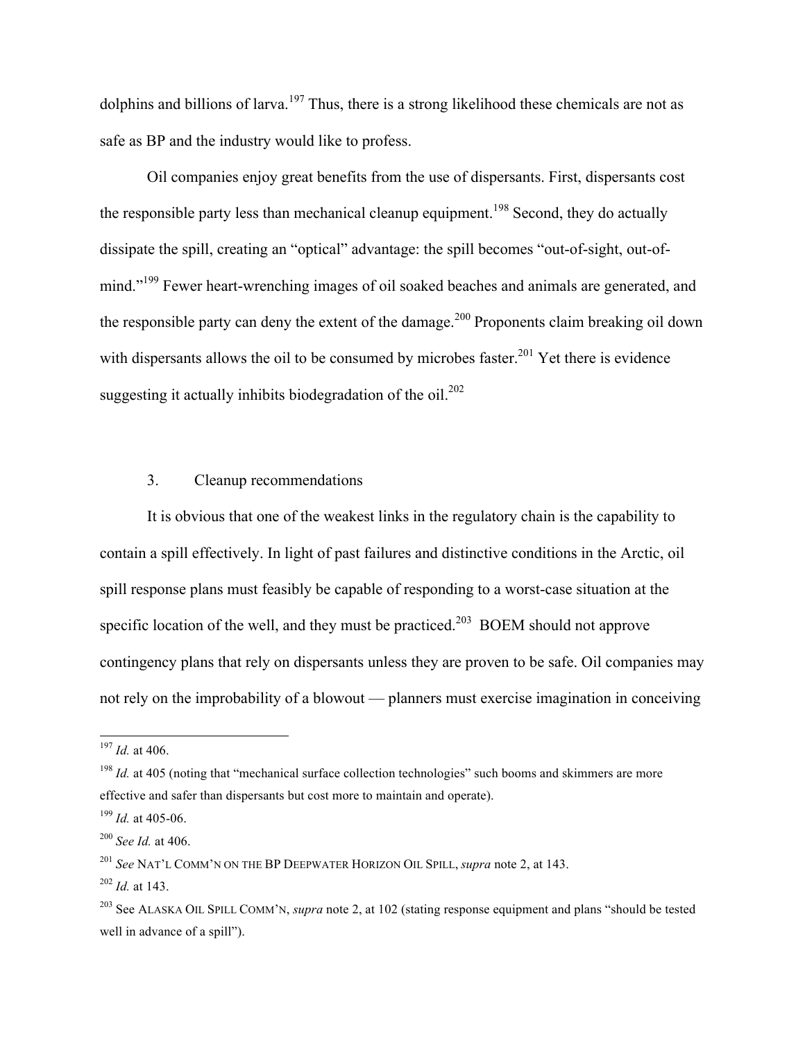dolphins and billions of larva.[197] Thus, there is a strong likelihood these chemicals are not as safe as BP and the industry would like to profess.

Oil companies enjoy great benefits from the use of dispersants. First, dispersants cost the responsible party less than mechanical cleanup equipment.[198] Second, they do actually dissipate the spill, creating an "optical" advantage: the spill becomes "out-of-sight, out-of-mind."[199] Fewer heart-wrenching images of oil soaked beaches and animals are generated, and the responsible party can deny the extent of the damage.[200] Proponents claim breaking oil down with dispersants allows the oil to be consumed by microbes faster.[201] Yet there is evidence suggesting it actually inhibits biodegradation of the oil.[202]

### 3. Cleanup recommendations

It is obvious that one of the weakest links in the regulatory chain is the capability to contain a spill effectively. In light of past failures and distinctive conditions in the Arctic, oil spill response plans must feasibly be capable of responding to a worst-case situation at the specific location of the well, and they must be practiced.[203] BOEM should not approve contingency plans that rely on dispersants unless they are proven to be safe. Oil companies may not rely on the improbability of a blowout — planners must exercise imagination in conceiving

---

[197] *Id.* at 406.

[198] *Id.* at 405 (noting that "mechanical surface collection technologies" such booms and skimmers are more effective and safer than dispersants but cost more to maintain and operate).

[199] *Id.* at 405-06.

[200] *See Id.* at 406.

[201] *See* NAT'L COMM'N ON THE BP DEEPWATER HORIZON OIL SPILL, *supra* note 2, at 143.

[202] *Id.* at 143.

[203] See ALASKA OIL SPILL COMM'N, *supra* note 2, at 102 (stating response equipment and plans "should be tested well in advance of a spill").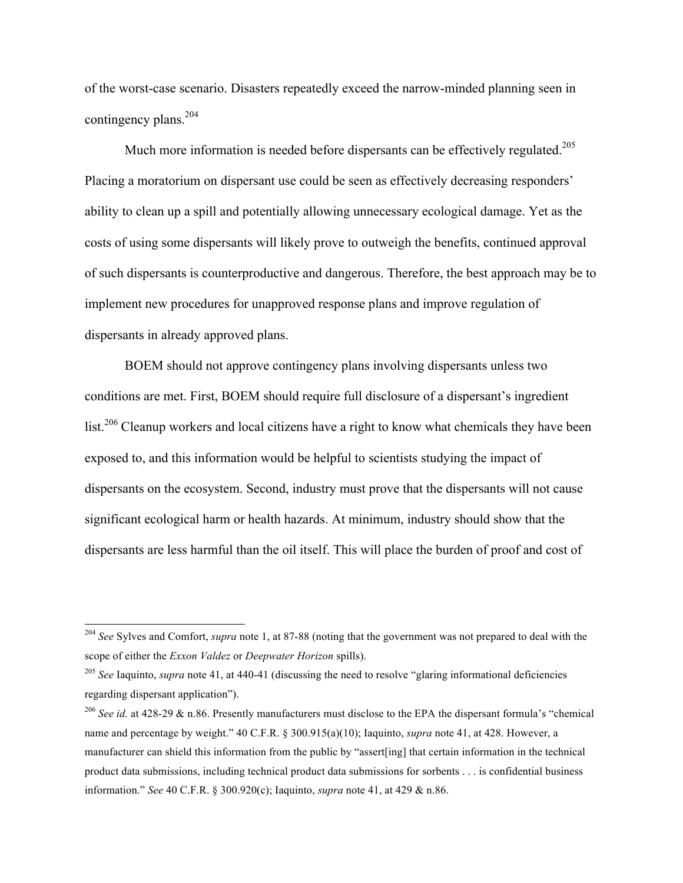of the worst-case scenario. Disasters repeatedly exceed the narrow-minded planning seen in contingency plans.[204]

Much more information is needed before dispersants can be effectively regulated.[205] Placing a moratorium on dispersant use could be seen as effectively decreasing responders' ability to clean up a spill and potentially allowing unnecessary ecological damage. Yet as the costs of using some dispersants will likely prove to outweigh the benefits, continued approval of such dispersants is counterproductive and dangerous. Therefore, the best approach may be to implement new procedures for unapproved response plans and improve regulation of dispersants in already approved plans.

BOEM should not approve contingency plans involving dispersants unless two conditions are met. First, BOEM should require full disclosure of a dispersant's ingredient list.[206] Cleanup workers and local citizens have a right to know what chemicals they have been exposed to, and this information would be helpful to scientists studying the impact of dispersants on the ecosystem. Second, industry must prove that the dispersants will not cause significant ecological harm or health hazards. At minimum, industry should show that the dispersants are less harmful than the oil itself. This will place the burden of proof and cost of

---

[204] *See* Sylves and Comfort, *supra* note 1, at 87-88 (noting that the government was not prepared to deal with the scope of either the *Exxon Valdez* or *Deepwater Horizon* spills).

[205] *See* Iaquinto, *supra* note 41, at 440-41 (discussing the need to resolve "glaring informational deficiencies regarding dispersant application").

[206] *See id.* at 428-29 & n.86. Presently manufacturers must disclose to the EPA the dispersant formula's "chemical name and percentage by weight." 40 C.F.R. § 300.915(a)(10); Iaquinto, *supra* note 41, at 428. However, a manufacturer can shield this information from the public by "assert[ing] that certain information in the technical product data submissions, including technical product data submissions for sorbents . . . is confidential business information." *See* 40 C.F.R. § 300.920(c); Iaquinto, *supra* note 41, at 429 & n.86.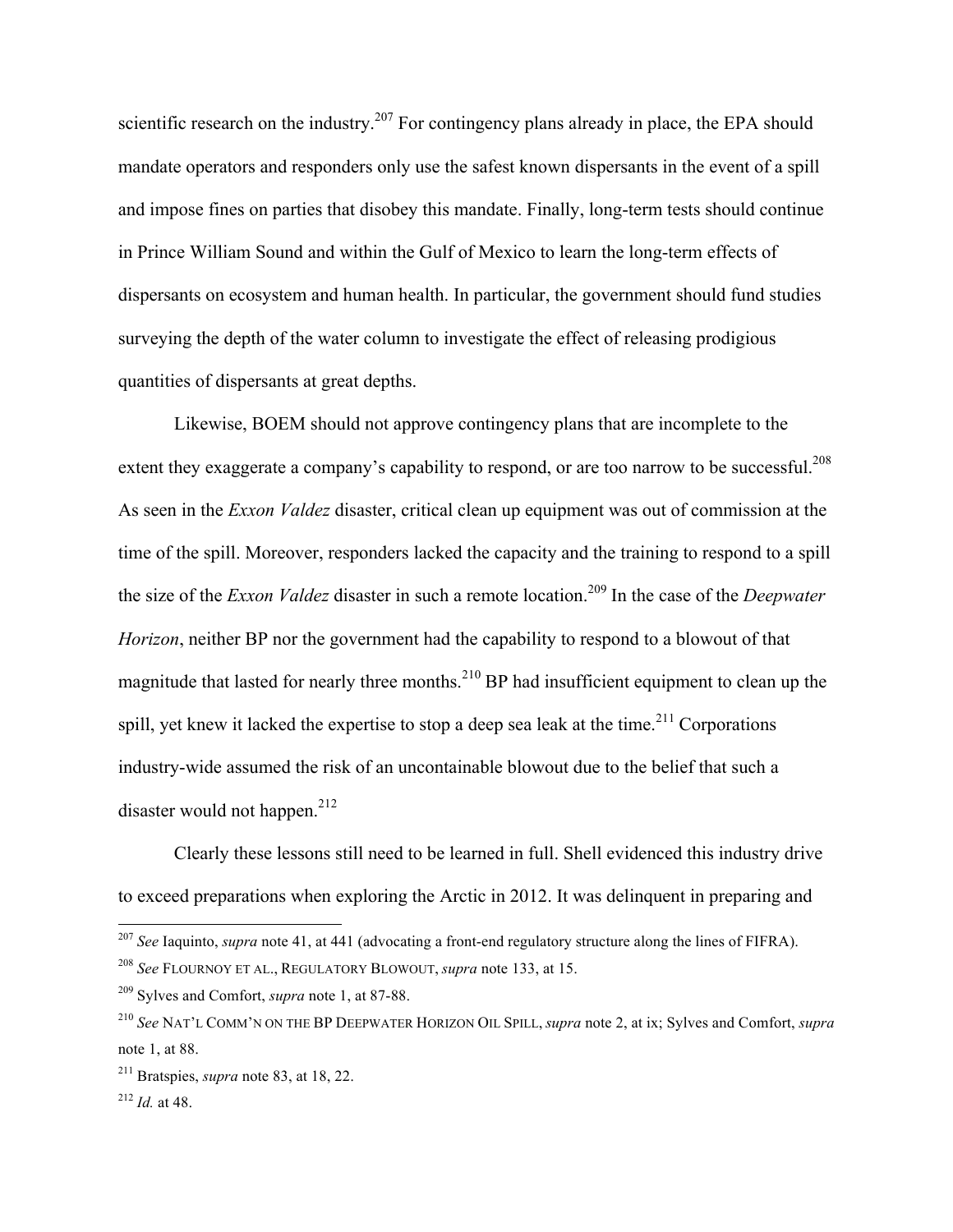scientific research on the industry.[207] For contingency plans already in place, the EPA should mandate operators and responders only use the safest known dispersants in the event of a spill and impose fines on parties that disobey this mandate. Finally, long-term tests should continue in Prince William Sound and within the Gulf of Mexico to learn the long-term effects of dispersants on ecosystem and human health. In particular, the government should fund studies surveying the depth of the water column to investigate the effect of releasing prodigious quantities of dispersants at great depths.

Likewise, BOEM should not approve contingency plans that are incomplete to the extent they exaggerate a company's capability to respond, or are too narrow to be successful.[208] As seen in the *Exxon Valdez* disaster, critical clean up equipment was out of commission at the time of the spill. Moreover, responders lacked the capacity and the training to respond to a spill the size of the *Exxon Valdez* disaster in such a remote location.[209] In the case of the *Deepwater Horizon*, neither BP nor the government had the capability to respond to a blowout of that magnitude that lasted for nearly three months.[210] BP had insufficient equipment to clean up the spill, yet knew it lacked the expertise to stop a deep sea leak at the time.[211] Corporations industry-wide assumed the risk of an uncontainable blowout due to the belief that such a disaster would not happen.[212]

Clearly these lessons still need to be learned in full. Shell evidenced this industry drive to exceed preparations when exploring the Arctic in 2012. It was delinquent in preparing and

---

[207] *See* Iaquinto, *supra* note 41, at 441 (advocating a front-end regulatory structure along the lines of FIFRA).

[208] *See* FLOURNOY ET AL., REGULATORY BLOWOUT, *supra* note 133, at 15.

[209] Sylves and Comfort, *supra* note 1, at 87-88.

[210] *See* NAT'L COMM'N ON THE BP DEEPWATER HORIZON OIL SPILL, *supra* note 2, at ix; Sylves and Comfort, *supra* note 1, at 88.

[211] Bratspies, *supra* note 83, at 18, 22.

[212] *Id.* at 48.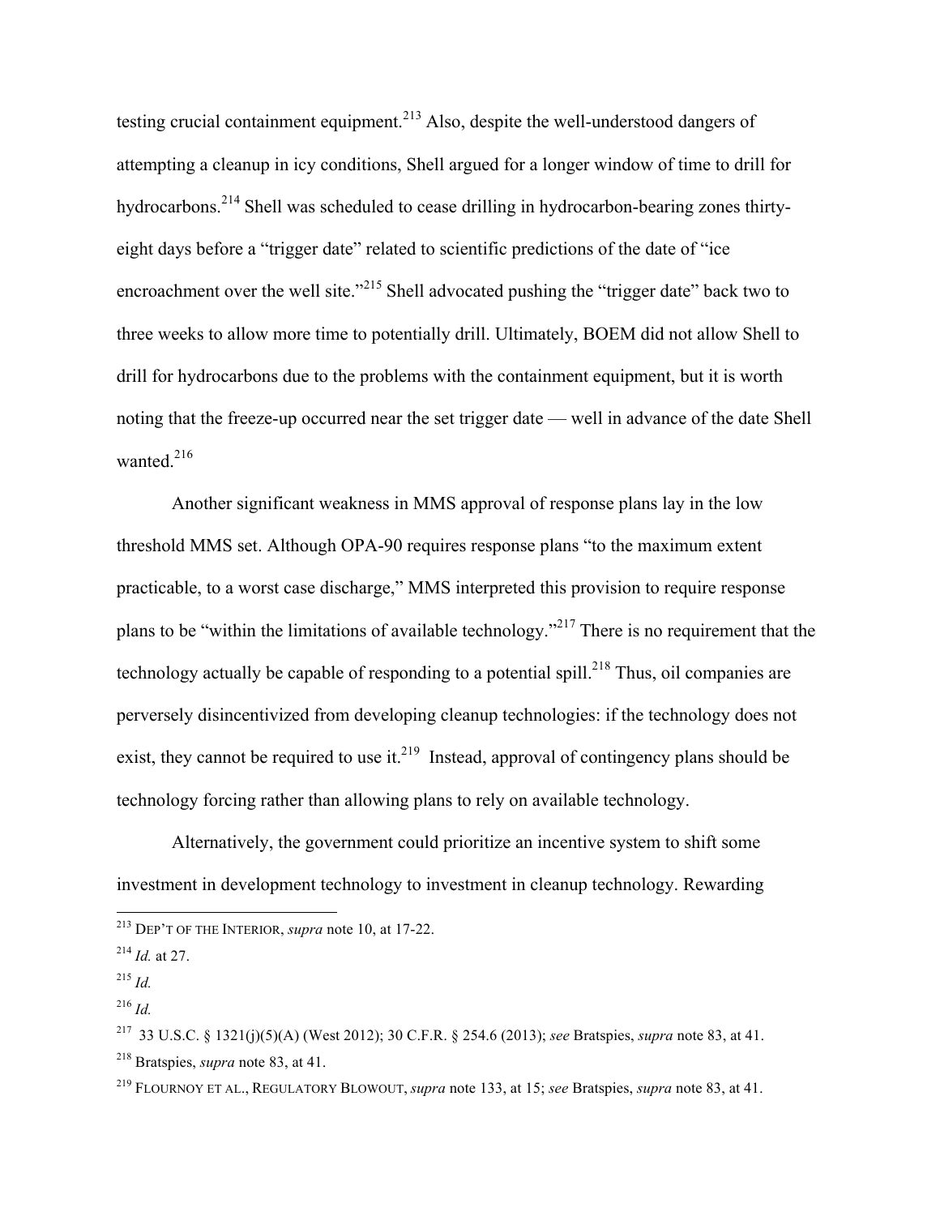testing crucial containment equipment.[213] Also, despite the well-understood dangers of attempting a cleanup in icy conditions, Shell argued for a longer window of time to drill for hydrocarbons.[214] Shell was scheduled to cease drilling in hydrocarbon-bearing zones thirty-eight days before a "trigger date" related to scientific predictions of the date of "ice encroachment over the well site."[215] Shell advocated pushing the "trigger date" back two to three weeks to allow more time to potentially drill. Ultimately, BOEM did not allow Shell to drill for hydrocarbons due to the problems with the containment equipment, but it is worth noting that the freeze-up occurred near the set trigger date — well in advance of the date Shell wanted.[216]

Another significant weakness in MMS approval of response plans lay in the low threshold MMS set. Although OPA-90 requires response plans "to the maximum extent practicable, to a worst case discharge," MMS interpreted this provision to require response plans to be "within the limitations of available technology."[217] There is no requirement that the technology actually be capable of responding to a potential spill.[218] Thus, oil companies are perversely disincentivized from developing cleanup technologies: if the technology does not exist, they cannot be required to use it.[219] Instead, approval of contingency plans should be technology forcing rather than allowing plans to rely on available technology.

Alternatively, the government could prioritize an incentive system to shift some investment in development technology to investment in cleanup technology. Rewarding

---

[213] DEP'T OF THE INTERIOR, *supra* note 10, at 17-22.

[214] *Id.* at 27.

[215] *Id.*

[216] *Id.*

[217] 33 U.S.C. § 1321(j)(5)(A) (West 2012); 30 C.F.R. § 254.6 (2013); *see* Bratspies, *supra* note 83, at 41.

[218] Bratspies, *supra* note 83, at 41.

[219] FLOURNOY ET AL., REGULATORY BLOWOUT, *supra* note 133, at 15; *see* Bratspies, *supra* note 83, at 41.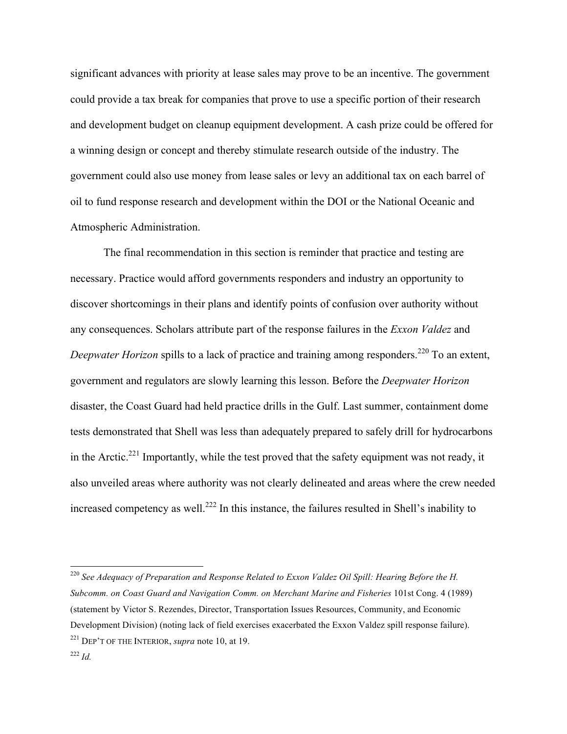significant advances with priority at lease sales may prove to be an incentive. The government could provide a tax break for companies that prove to use a specific portion of their research and development budget on cleanup equipment development. A cash prize could be offered for a winning design or concept and thereby stimulate research outside of the industry. The government could also use money from lease sales or levy an additional tax on each barrel of oil to fund response research and development within the DOI or the National Oceanic and Atmospheric Administration.

The final recommendation in this section is reminder that practice and testing are necessary. Practice would afford governments responders and industry an opportunity to discover shortcomings in their plans and identify points of confusion over authority without any consequences. Scholars attribute part of the response failures in the *Exxon Valdez* and *Deepwater Horizon* spills to a lack of practice and training among responders.[220] To an extent, government and regulators are slowly learning this lesson. Before the *Deepwater Horizon* disaster, the Coast Guard had held practice drills in the Gulf. Last summer, containment dome tests demonstrated that Shell was less than adequately prepared to safely drill for hydrocarbons in the Arctic.[221] Importantly, while the test proved that the safety equipment was not ready, it also unveiled areas where authority was not clearly delineated and areas where the crew needed increased competency as well.[222] In this instance, the failures resulted in Shell's inability to

---

[220] *See Adequacy of Preparation and Response Related to Exxon Valdez Oil Spill: Hearing Before the H. Subcomm. on Coast Guard and Navigation Comm. on Merchant Marine and Fisheries* 101st Cong. 4 (1989) (statement by Victor S. Rezendes, Director, Transportation Issues Resources, Community, and Economic Development Division) (noting lack of field exercises exacerbated the Exxon Valdez spill response failure).

[221] DEP'T OF THE INTERIOR, *supra* note 10, at 19.

[222] *Id.*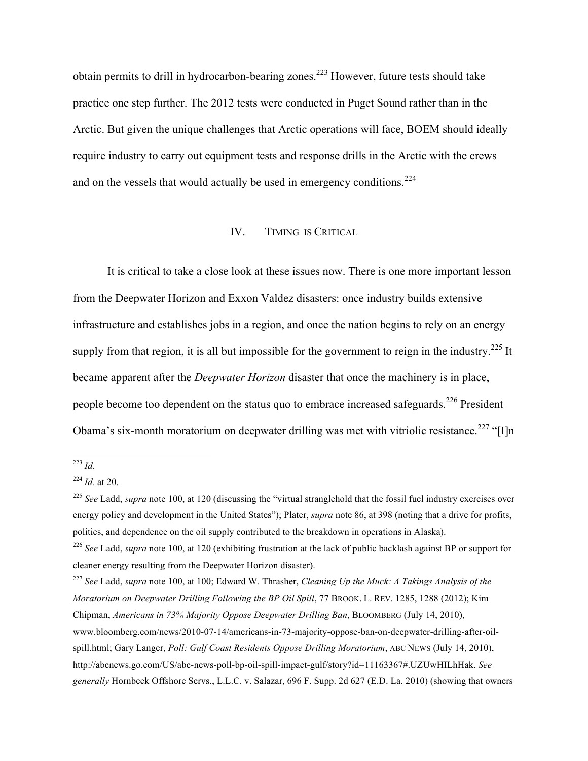obtain permits to drill in hydrocarbon-bearing zones.[223] However, future tests should take practice one step further. The 2012 tests were conducted in Puget Sound rather than in the Arctic. But given the unique challenges that Arctic operations will face, BOEM should ideally require industry to carry out equipment tests and response drills in the Arctic with the crews and on the vessels that would actually be used in emergency conditions.[224]

## IV. TIMING IS CRITICAL

It is critical to take a close look at these issues now. There is one more important lesson from the Deepwater Horizon and Exxon Valdez disasters: once industry builds extensive infrastructure and establishes jobs in a region, and once the nation begins to rely on an energy supply from that region, it is all but impossible for the government to reign in the industry.[225] It became apparent after the *Deepwater Horizon* disaster that once the machinery is in place, people become too dependent on the status quo to embrace increased safeguards.[226] President Obama's six-month moratorium on deepwater drilling was met with vitriolic resistance.[227] "[I]n

---

[223] *Id.*

[224] *Id.* at 20.

[225] *See* Ladd, *supra* note 100, at 120 (discussing the "virtual stranglehold that the fossil fuel industry exercises over energy policy and development in the United States"); Plater, *supra* note 86, at 398 (noting that a drive for profits, politics, and dependence on the oil supply contributed to the breakdown in operations in Alaska).

[226] *See* Ladd, *supra* note 100, at 120 (exhibiting frustration at the lack of public backlash against BP or support for cleaner energy resulting from the Deepwater Horizon disaster).

[227] *See* Ladd, *supra* note 100, at 100; Edward W. Thrasher, *Cleaning Up the Muck: A Takings Analysis of the Moratorium on Deepwater Drilling Following the BP Oil Spill*, 77 BROOK. L. REV. 1285, 1288 (2012); Kim Chipman, *Americans in 73% Majority Oppose Deepwater Drilling Ban*, BLOOMBERG (July 14, 2010), www.bloomberg.com/news/2010-07-14/americans-in-73-majority-oppose-ban-on-deepwater-drilling-after-oil-spill.html; Gary Langer, *Poll: Gulf Coast Residents Oppose Drilling Moratorium*, ABC NEWS (July 14, 2010), http://abcnews.go.com/US/abc-news-poll-bp-oil-spill-impact-gulf/story?id=11163367#.UZUwHILhHak. *See generally* Hornbeck Offshore Servs., L.L.C. v. Salazar, 696 F. Supp. 2d 627 (E.D. La. 2010) (showing that owners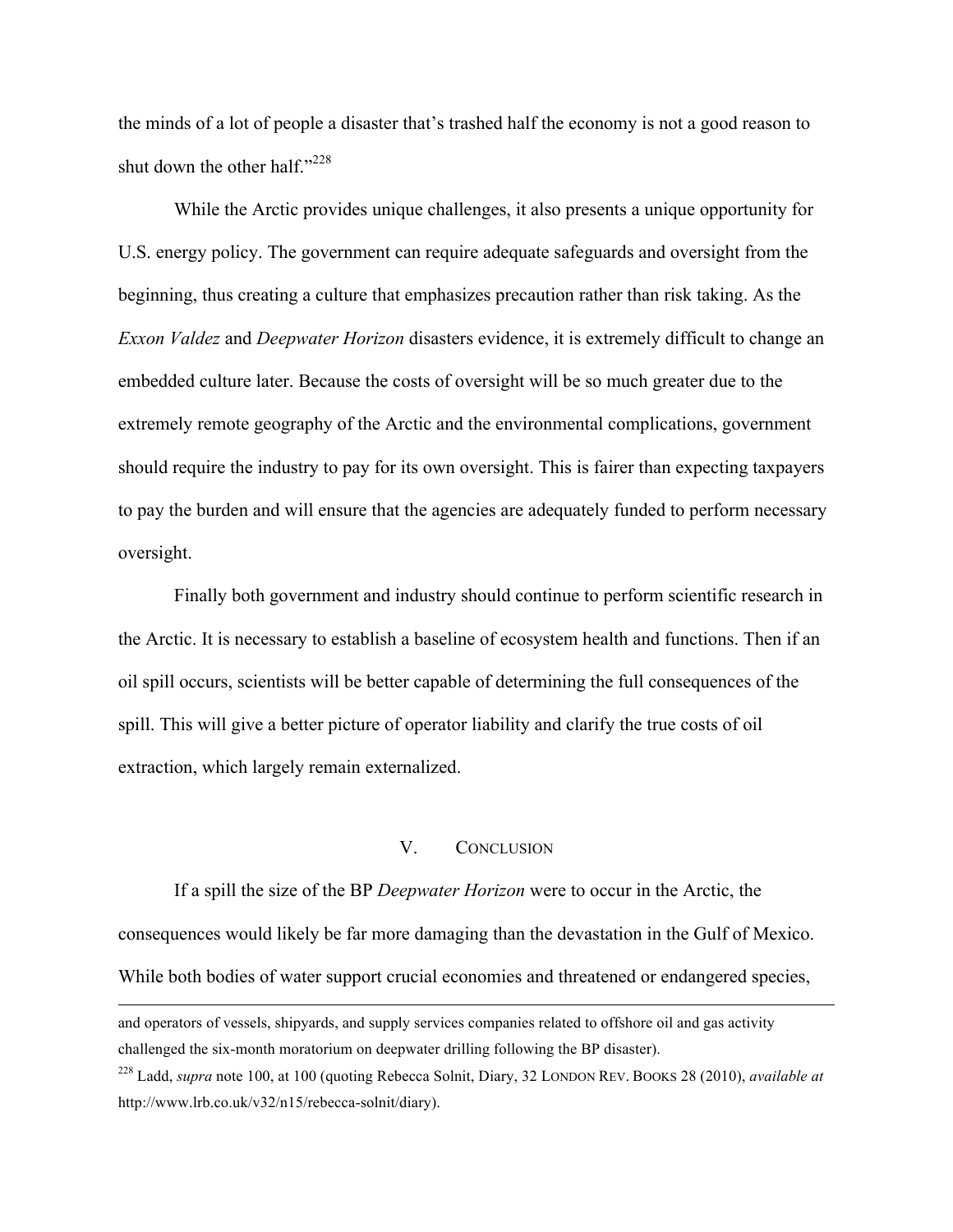the minds of a lot of people a disaster that's trashed half the economy is not a good reason to shut down the other half."[228]

While the Arctic provides unique challenges, it also presents a unique opportunity for U.S. energy policy. The government can require adequate safeguards and oversight from the beginning, thus creating a culture that emphasizes precaution rather than risk taking. As the *Exxon Valdez* and *Deepwater Horizon* disasters evidence, it is extremely difficult to change an embedded culture later. Because the costs of oversight will be so much greater due to the extremely remote geography of the Arctic and the environmental complications, government should require the industry to pay for its own oversight. This is fairer than expecting taxpayers to pay the burden and will ensure that the agencies are adequately funded to perform necessary oversight.

Finally both government and industry should continue to perform scientific research in the Arctic. It is necessary to establish a baseline of ecosystem health and functions. Then if an oil spill occurs, scientists will be better capable of determining the full consequences of the spill. This will give a better picture of operator liability and clarify the true costs of oil extraction, which largely remain externalized.

## V. CONCLUSION

If a spill the size of the BP *Deepwater Horizon* were to occur in the Arctic, the consequences would likely be far more damaging than the devastation in the Gulf of Mexico. While both bodies of water support crucial economies and threatened or endangered species,

---

and operators of vessels, shipyards, and supply services companies related to offshore oil and gas activity challenged the six-month moratorium on deepwater drilling following the BP disaster).

[228] Ladd, *supra* note 100, at 100 (quoting Rebecca Solnit, Diary, 32 LONDON REV. BOOKS 28 (2010), *available at* http://www.lrb.co.uk/v32/n15/rebecca-solnit/diary).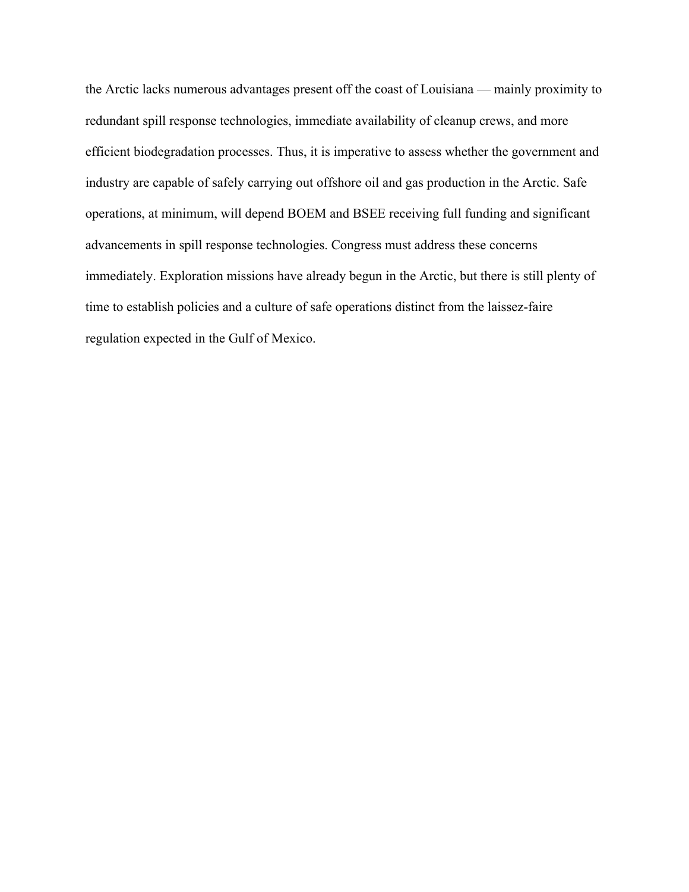the Arctic lacks numerous advantages present off the coast of Louisiana — mainly proximity to redundant spill response technologies, immediate availability of cleanup crews, and more efficient biodegradation processes. Thus, it is imperative to assess whether the government and industry are capable of safely carrying out offshore oil and gas production in the Arctic. Safe operations, at minimum, will depend BOEM and BSEE receiving full funding and significant advancements in spill response technologies. Congress must address these concerns immediately. Exploration missions have already begun in the Arctic, but there is still plenty of time to establish policies and a culture of safe operations distinct from the laissez-faire regulation expected in the Gulf of Mexico.